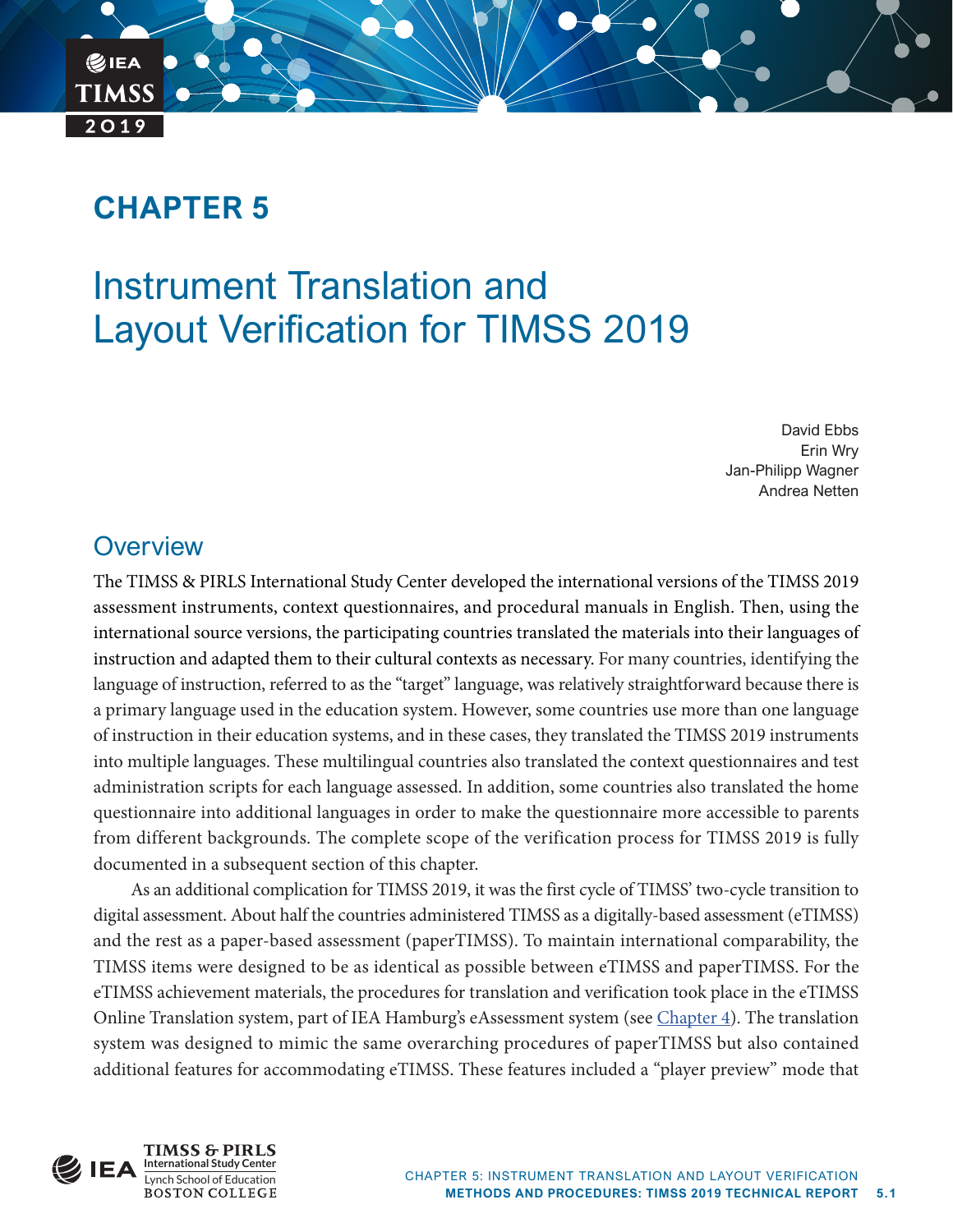# CHAPTER 5

# Instrument Translation and Layout Verification for TIMSS 2019

David Ebbs
Erin Wry
Jan-Philipp Wagner
Andrea Netten

## Overview

The TIMSS & PIRLS International Study Center developed the international versions of the TIMSS 2019 assessment instruments, context questionnaires, and procedural manuals in English. Then, using the international source versions, the participating countries translated the materials into their languages of instruction and adapted them to their cultural contexts as necessary. For many countries, identifying the language of instruction, referred to as the "target" language, was relatively straightforward because there is a primary language used in the education system. However, some countries use more than one language of instruction in their education systems, and in these cases, they translated the TIMSS 2019 instruments into multiple languages. These multilingual countries also translated the context questionnaires and test administration scripts for each language assessed. In addition, some countries also translated the home questionnaire into additional languages in order to make the questionnaire more accessible to parents from different backgrounds. The complete scope of the verification process for TIMSS 2019 is fully documented in a subsequent section of this chapter.

As an additional complication for TIMSS 2019, it was the first cycle of TIMSS' two-cycle transition to digital assessment. About half the countries administered TIMSS as a digitally-based assessment (eTIMSS) and the rest as a paper-based assessment (paperTIMSS). To maintain international comparability, the TIMSS items were designed to be as identical as possible between eTIMSS and paperTIMSS. For the eTIMSS achievement materials, the procedures for translation and verification took place in the eTIMSS Online Translation system, part of IEA Hamburg's eAssessment system (see Chapter 4). The translation system was designed to mimic the same overarching procedures of paperTIMSS but also contained additional features for accommodating eTIMSS. These features included a "player preview" mode that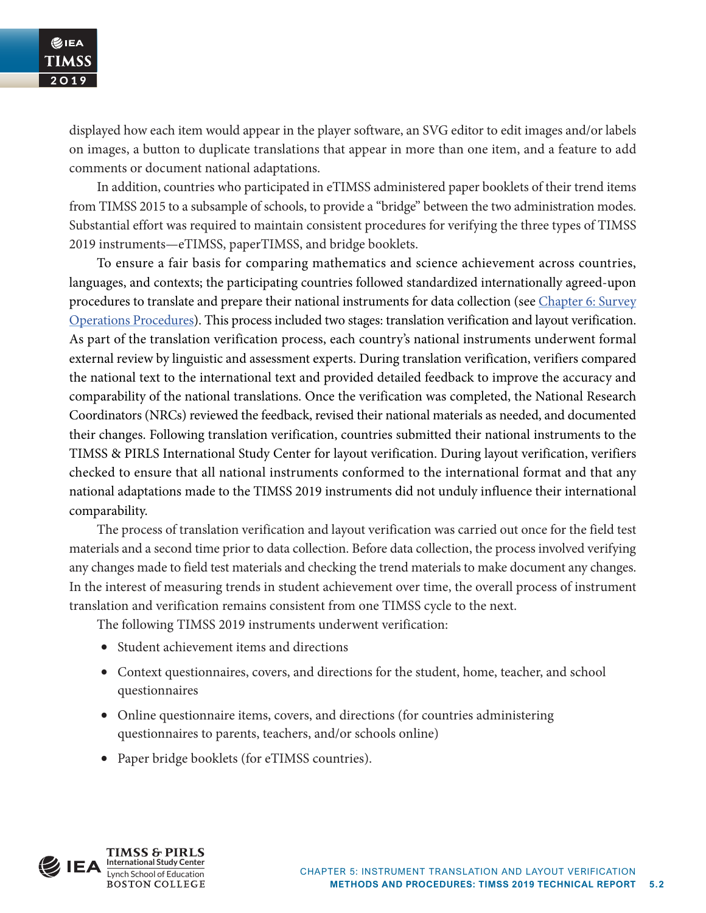displayed how each item would appear in the player software, an SVG editor to edit images and/or labels on images, a button to duplicate translations that appear in more than one item, and a feature to add comments or document national adaptations.

In addition, countries who participated in eTIMSS administered paper booklets of their trend items from TIMSS 2015 to a subsample of schools, to provide a "bridge" between the two administration modes. Substantial effort was required to maintain consistent procedures for verifying the three types of TIMSS 2019 instruments—eTIMSS, paperTIMSS, and bridge booklets.

To ensure a fair basis for comparing mathematics and science achievement across countries, languages, and contexts; the participating countries followed standardized internationally agreed-upon procedures to translate and prepare their national instruments for data collection (see Chapter 6: Survey Operations Procedures). This process included two stages: translation verification and layout verification. As part of the translation verification process, each country's national instruments underwent formal external review by linguistic and assessment experts. During translation verification, verifiers compared the national text to the international text and provided detailed feedback to improve the accuracy and comparability of the national translations. Once the verification was completed, the National Research Coordinators (NRCs) reviewed the feedback, revised their national materials as needed, and documented their changes. Following translation verification, countries submitted their national instruments to the TIMSS & PIRLS International Study Center for layout verification. During layout verification, verifiers checked to ensure that all national instruments conformed to the international format and that any national adaptations made to the TIMSS 2019 instruments did not unduly influence their international comparability.

The process of translation verification and layout verification was carried out once for the field test materials and a second time prior to data collection. Before data collection, the process involved verifying any changes made to field test materials and checking the trend materials to make document any changes. In the interest of measuring trends in student achievement over time, the overall process of instrument translation and verification remains consistent from one TIMSS cycle to the next.

The following TIMSS 2019 instruments underwent verification:

- Student achievement items and directions
- Context questionnaires, covers, and directions for the student, home, teacher, and school questionnaires
- Online questionnaire items, covers, and directions (for countries administering questionnaires to parents, teachers, and/or schools online)
- Paper bridge booklets (for eTIMSS countries).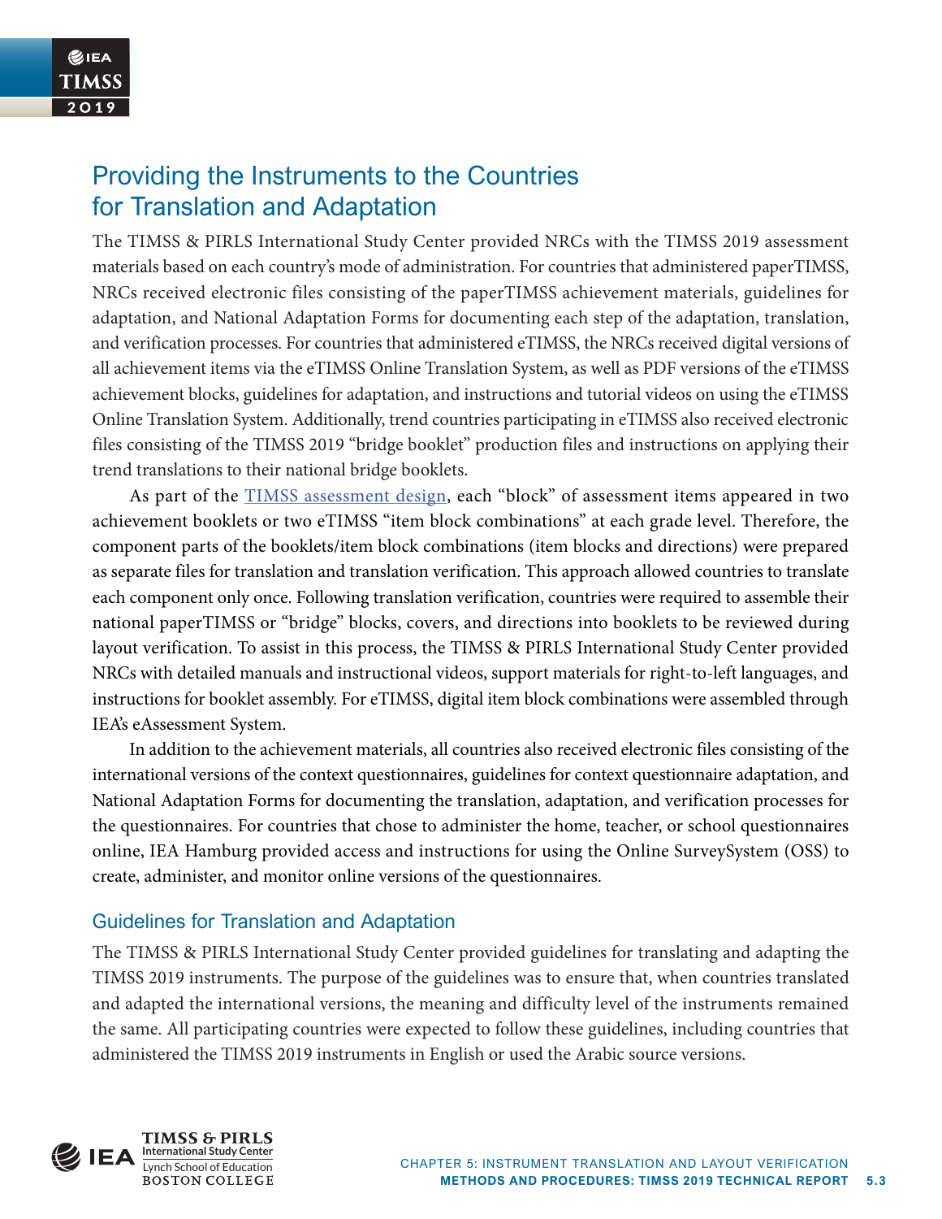## Providing the Instruments to the Countries for Translation and Adaptation

The TIMSS & PIRLS International Study Center provided NRCs with the TIMSS 2019 assessment materials based on each country's mode of administration. For countries that administered paperTIMSS, NRCs received electronic files consisting of the paperTIMSS achievement materials, guidelines for adaptation, and National Adaptation Forms for documenting each step of the adaptation, translation, and verification processes. For countries that administered eTIMSS, the NRCs received digital versions of all achievement items via the eTIMSS Online Translation System, as well as PDF versions of the eTIMSS achievement blocks, guidelines for adaptation, and instructions and tutorial videos on using the eTIMSS Online Translation System. Additionally, trend countries participating in eTIMSS also received electronic files consisting of the TIMSS 2019 "bridge booklet" production files and instructions on applying their trend translations to their national bridge booklets.

As part of the TIMSS assessment design, each "block" of assessment items appeared in two achievement booklets or two eTIMSS "item block combinations" at each grade level. Therefore, the component parts of the booklets/item block combinations (item blocks and directions) were prepared as separate files for translation and translation verification. This approach allowed countries to translate each component only once. Following translation verification, countries were required to assemble their national paperTIMSS or "bridge" blocks, covers, and directions into booklets to be reviewed during layout verification. To assist in this process, the TIMSS & PIRLS International Study Center provided NRCs with detailed manuals and instructional videos, support materials for right-to-left languages, and instructions for booklet assembly. For eTIMSS, digital item block combinations were assembled through IEA's eAssessment System.

In addition to the achievement materials, all countries also received electronic files consisting of the international versions of the context questionnaires, guidelines for context questionnaire adaptation, and National Adaptation Forms for documenting the translation, adaptation, and verification processes for the questionnaires. For countries that chose to administer the home, teacher, or school questionnaires online, IEA Hamburg provided access and instructions for using the Online SurveySystem (OSS) to create, administer, and monitor online versions of the questionnaires.

### Guidelines for Translation and Adaptation

The TIMSS & PIRLS International Study Center provided guidelines for translating and adapting the TIMSS 2019 instruments. The purpose of the guidelines was to ensure that, when countries translated and adapted the international versions, the meaning and difficulty level of the instruments remained the same. All participating countries were expected to follow these guidelines, including countries that administered the TIMSS 2019 instruments in English or used the Arabic source versions.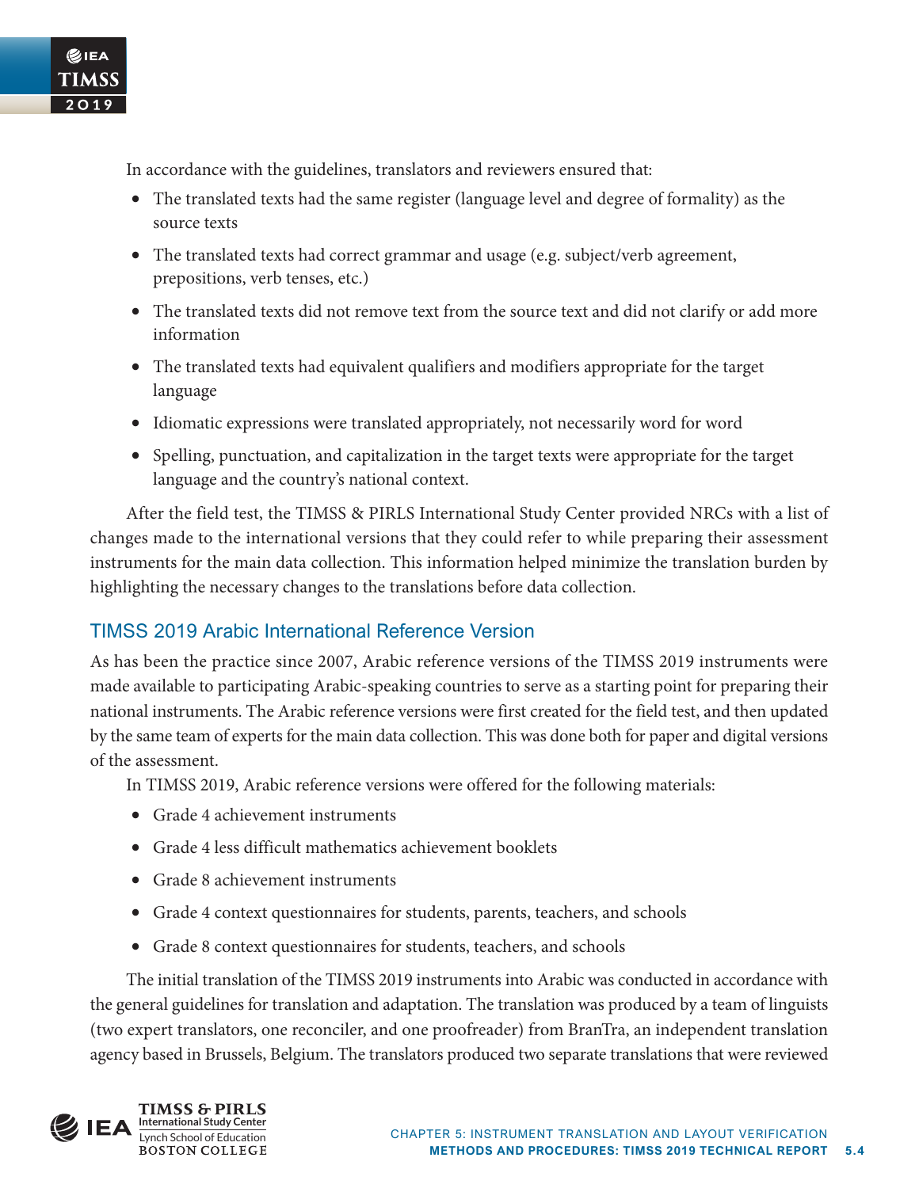In accordance with the guidelines, translators and reviewers ensured that:

- The translated texts had the same register (language level and degree of formality) as the source texts
- The translated texts had correct grammar and usage (e.g. subject/verb agreement, prepositions, verb tenses, etc.)
- The translated texts did not remove text from the source text and did not clarify or add more information
- The translated texts had equivalent qualifiers and modifiers appropriate for the target language
- Idiomatic expressions were translated appropriately, not necessarily word for word
- Spelling, punctuation, and capitalization in the target texts were appropriate for the target language and the country's national context.

After the field test, the TIMSS & PIRLS International Study Center provided NRCs with a list of changes made to the international versions that they could refer to while preparing their assessment instruments for the main data collection. This information helped minimize the translation burden by highlighting the necessary changes to the translations before data collection.

## TIMSS 2019 Arabic International Reference Version

As has been the practice since 2007, Arabic reference versions of the TIMSS 2019 instruments were made available to participating Arabic-speaking countries to serve as a starting point for preparing their national instruments. The Arabic reference versions were first created for the field test, and then updated by the same team of experts for the main data collection. This was done both for paper and digital versions of the assessment.

In TIMSS 2019, Arabic reference versions were offered for the following materials:

- Grade 4 achievement instruments
- Grade 4 less difficult mathematics achievement booklets
- Grade 8 achievement instruments
- Grade 4 context questionnaires for students, parents, teachers, and schools
- Grade 8 context questionnaires for students, teachers, and schools

The initial translation of the TIMSS 2019 instruments into Arabic was conducted in accordance with the general guidelines for translation and adaptation. The translation was produced by a team of linguists (two expert translators, one reconciler, and one proofreader) from BranTra, an independent translation agency based in Brussels, Belgium. The translators produced two separate translations that were reviewed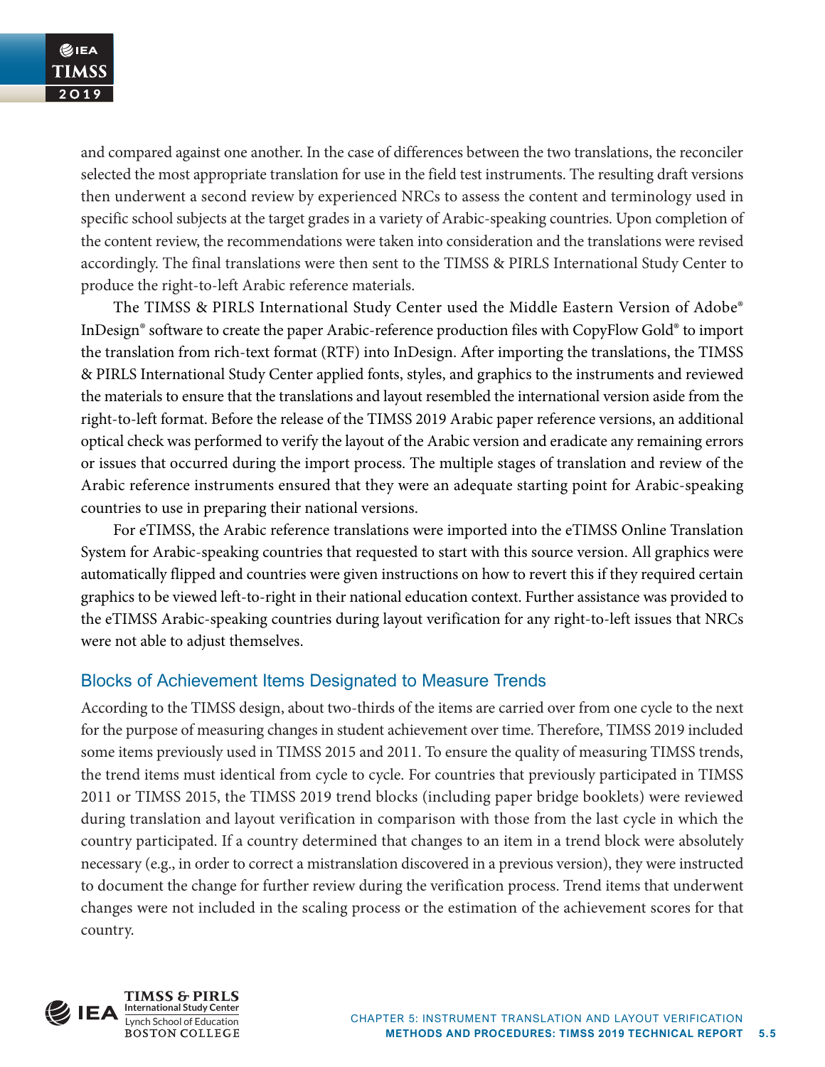and compared against one another. In the case of differences between the two translations, the reconciler selected the most appropriate translation for use in the field test instruments. The resulting draft versions then underwent a second review by experienced NRCs to assess the content and terminology used in specific school subjects at the target grades in a variety of Arabic-speaking countries. Upon completion of the content review, the recommendations were taken into consideration and the translations were revised accordingly. The final translations were then sent to the TIMSS & PIRLS International Study Center to produce the right-to-left Arabic reference materials.

The TIMSS & PIRLS International Study Center used the Middle Eastern Version of Adobe® InDesign® software to create the paper Arabic-reference production files with CopyFlow Gold® to import the translation from rich-text format (RTF) into InDesign. After importing the translations, the TIMSS & PIRLS International Study Center applied fonts, styles, and graphics to the instruments and reviewed the materials to ensure that the translations and layout resembled the international version aside from the right-to-left format. Before the release of the TIMSS 2019 Arabic paper reference versions, an additional optical check was performed to verify the layout of the Arabic version and eradicate any remaining errors or issues that occurred during the import process. The multiple stages of translation and review of the Arabic reference instruments ensured that they were an adequate starting point for Arabic-speaking countries to use in preparing their national versions.

For eTIMSS, the Arabic reference translations were imported into the eTIMSS Online Translation System for Arabic-speaking countries that requested to start with this source version. All graphics were automatically flipped and countries were given instructions on how to revert this if they required certain graphics to be viewed left-to-right in their national education context. Further assistance was provided to the eTIMSS Arabic-speaking countries during layout verification for any right-to-left issues that NRCs were not able to adjust themselves.

## Blocks of Achievement Items Designated to Measure Trends

According to the TIMSS design, about two-thirds of the items are carried over from one cycle to the next for the purpose of measuring changes in student achievement over time. Therefore, TIMSS 2019 included some items previously used in TIMSS 2015 and 2011. To ensure the quality of measuring TIMSS trends, the trend items must identical from cycle to cycle. For countries that previously participated in TIMSS 2011 or TIMSS 2015, the TIMSS 2019 trend blocks (including paper bridge booklets) were reviewed during translation and layout verification in comparison with those from the last cycle in which the country participated. If a country determined that changes to an item in a trend block were absolutely necessary (e.g., in order to correct a mistranslation discovered in a previous version), they were instructed to document the change for further review during the verification process. Trend items that underwent changes were not included in the scaling process or the estimation of the achievement scores for that country.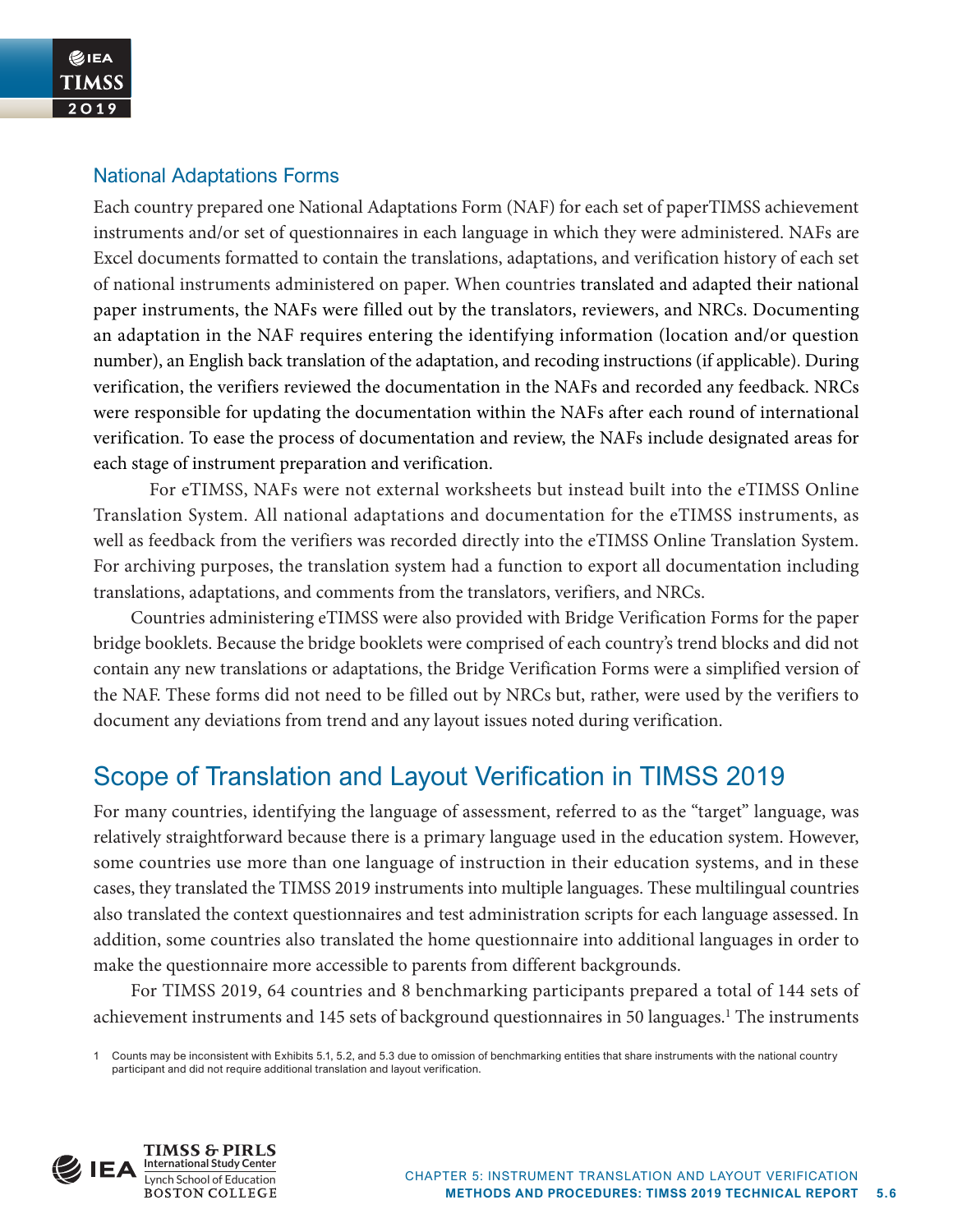### National Adaptations Forms

Each country prepared one National Adaptations Form (NAF) for each set of paperTIMSS achievement instruments and/or set of questionnaires in each language in which they were administered. NAFs are Excel documents formatted to contain the translations, adaptations, and verification history of each set of national instruments administered on paper. When countries translated and adapted their national paper instruments, the NAFs were filled out by the translators, reviewers, and NRCs. Documenting an adaptation in the NAF requires entering the identifying information (location and/or question number), an English back translation of the adaptation, and recoding instructions (if applicable). During verification, the verifiers reviewed the documentation in the NAFs and recorded any feedback. NRCs were responsible for updating the documentation within the NAFs after each round of international verification. To ease the process of documentation and review, the NAFs include designated areas for each stage of instrument preparation and verification.

For eTIMSS, NAFs were not external worksheets but instead built into the eTIMSS Online Translation System. All national adaptations and documentation for the eTIMSS instruments, as well as feedback from the verifiers was recorded directly into the eTIMSS Online Translation System. For archiving purposes, the translation system had a function to export all documentation including translations, adaptations, and comments from the translators, verifiers, and NRCs.

Countries administering eTIMSS were also provided with Bridge Verification Forms for the paper bridge booklets. Because the bridge booklets were comprised of each country's trend blocks and did not contain any new translations or adaptations, the Bridge Verification Forms were a simplified version of the NAF. These forms did not need to be filled out by NRCs but, rather, were used by the verifiers to document any deviations from trend and any layout issues noted during verification.

## Scope of Translation and Layout Verification in TIMSS 2019

For many countries, identifying the language of assessment, referred to as the "target" language, was relatively straightforward because there is a primary language used in the education system. However, some countries use more than one language of instruction in their education systems, and in these cases, they translated the TIMSS 2019 instruments into multiple languages. These multilingual countries also translated the context questionnaires and test administration scripts for each language assessed. In addition, some countries also translated the home questionnaire into additional languages in order to make the questionnaire more accessible to parents from different backgrounds.

For TIMSS 2019, 64 countries and 8 benchmarking participants prepared a total of 144 sets of achievement instruments and 145 sets of background questionnaires in 50 languages.[1] The instruments

[1] Counts may be inconsistent with Exhibits 5.1, 5.2, and 5.3 due to omission of benchmarking entities that share instruments with the national country participant and did not require additional translation and layout verification.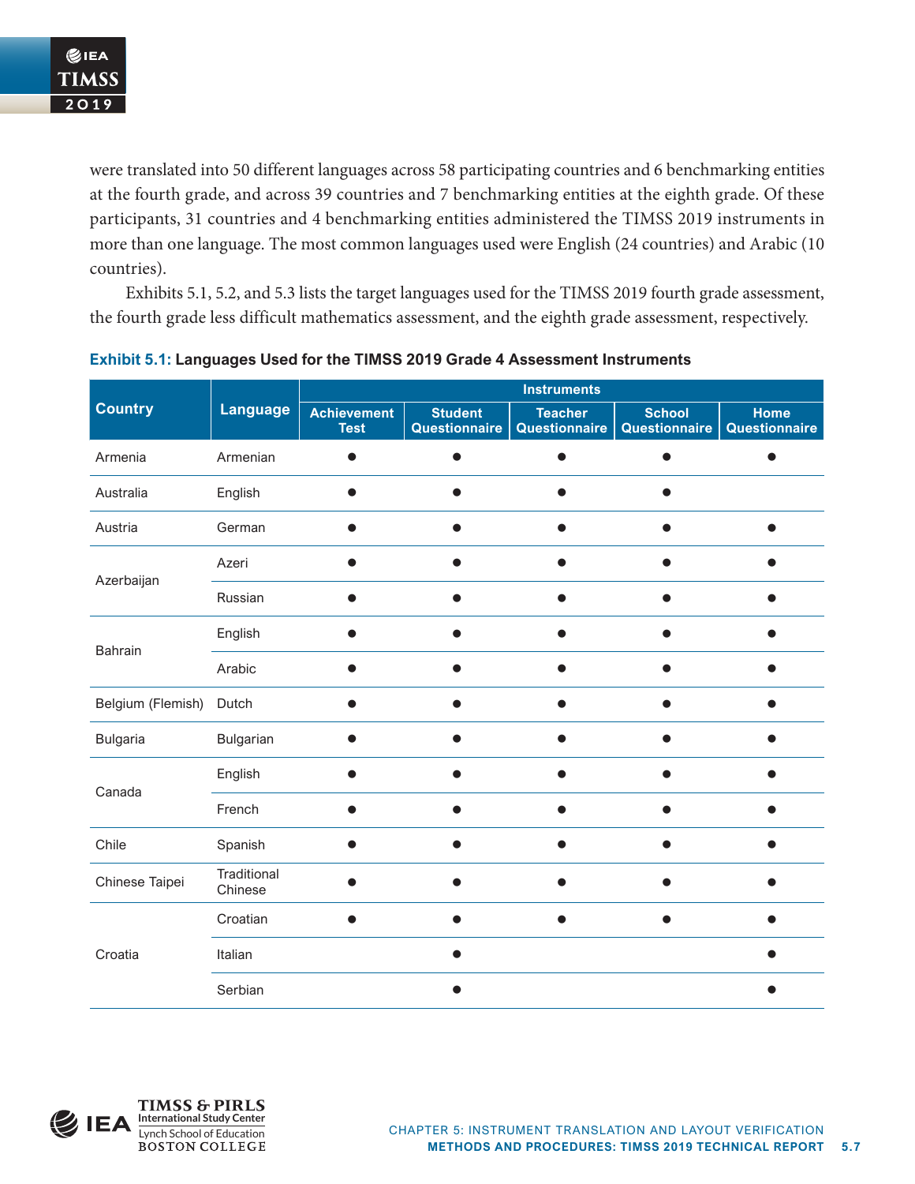were translated into 50 different languages across 58 participating countries and 6 benchmarking entities at the fourth grade, and across 39 countries and 7 benchmarking entities at the eighth grade. Of these participants, 31 countries and 4 benchmarking entities administered the TIMSS 2019 instruments in more than one language. The most common languages used were English (24 countries) and Arabic (10 countries).

Exhibits 5.1, 5.2, and 5.3 lists the target languages used for the TIMSS 2019 fourth grade assessment, the fourth grade less difficult mathematics assessment, and the eighth grade assessment, respectively.

**Exhibit 5.1: Languages Used for the TIMSS 2019 Grade 4 Assessment Instruments**

| Country | Language | Instruments | | | | |
|---|---|---|---|---|---|---|
| | | Achievement Test | Student Questionnaire | Teacher Questionnaire | School Questionnaire | Home Questionnaire |
| Armenia | Armenian | ● | ● | ● | ● | ● |
| Australia | English | ● | ● | ● | ● | |
| Austria | German | ● | ● | ● | ● | ● |
| Azerbaijan | Azeri | ● | ● | ● | ● | ● |
| | Russian | ● | ● | ● | ● | ● |
| Bahrain | English | ● | ● | ● | ● | ● |
| | Arabic | ● | ● | ● | ● | ● |
| Belgium (Flemish) | Dutch | ● | ● | ● | ● | ● |
| Bulgaria | Bulgarian | ● | ● | ● | ● | ● |
| Canada | English | ● | ● | ● | ● | ● |
| | French | ● | ● | ● | ● | ● |
| Chile | Spanish | ● | ● | ● | ● | ● |
| Chinese Taipei | Traditional Chinese | ● | ● | ● | ● | ● |
| Croatia | Croatian | ● | ● | ● | ● | ● |
| | Italian | | ● | | | ● |
| | Serbian | | ● | | | ● |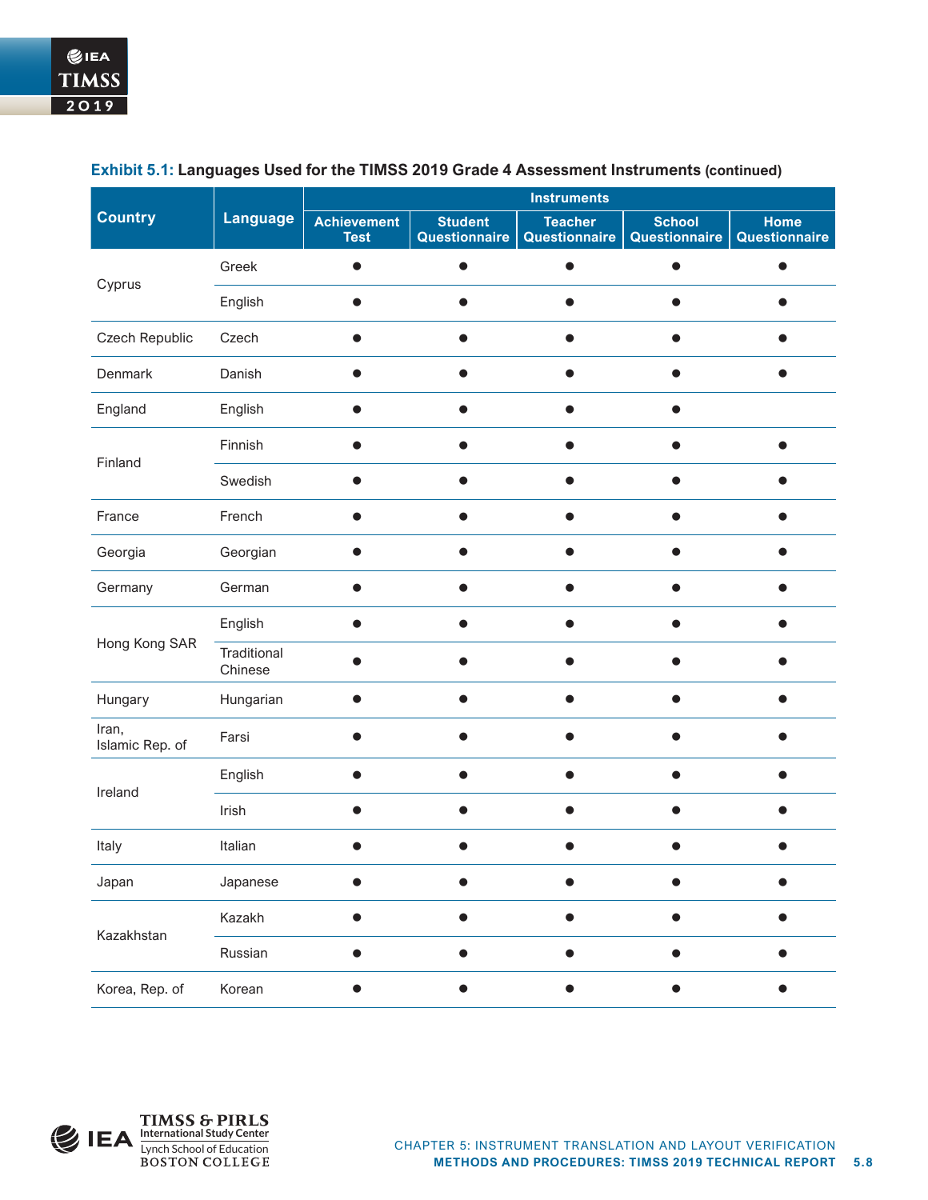**Exhibit 5.1: Languages Used for the TIMSS 2019 Grade 4 Assessment Instruments (continued)**

| Country | Language | Instruments | | | | |
|---|---|---|---|---|---|---|
| | | Achievement Test | Student Questionnaire | Teacher Questionnaire | School Questionnaire | Home Questionnaire |
| Cyprus | Greek | ● | ● | ● | ● | ● |
| | English | ● | ● | ● | ● | ● |
| Czech Republic | Czech | ● | ● | ● | ● | ● |
| Denmark | Danish | ● | ● | ● | ● | ● |
| England | English | ● | ● | ● | ● | |
| Finland | Finnish | ● | ● | ● | ● | ● |
| | Swedish | ● | ● | ● | ● | ● |
| France | French | ● | ● | ● | ● | ● |
| Georgia | Georgian | ● | ● | ● | ● | ● |
| Germany | German | ● | ● | ● | ● | ● |
| Hong Kong SAR | English | ● | ● | ● | ● | ● |
| | Traditional Chinese | ● | ● | ● | ● | ● |
| Hungary | Hungarian | ● | ● | ● | ● | ● |
| Iran, Islamic Rep. of | Farsi | ● | ● | ● | ● | ● |
| Ireland | English | ● | ● | ● | ● | ● |
| | Irish | ● | ● | ● | ● | ● |
| Italy | Italian | ● | ● | ● | ● | ● |
| Japan | Japanese | ● | ● | ● | ● | ● |
| Kazakhstan | Kazakh | ● | ● | ● | ● | ● |
| | Russian | ● | ● | ● | ● | ● |
| Korea, Rep. of | Korean | ● | ● | ● | ● | ● |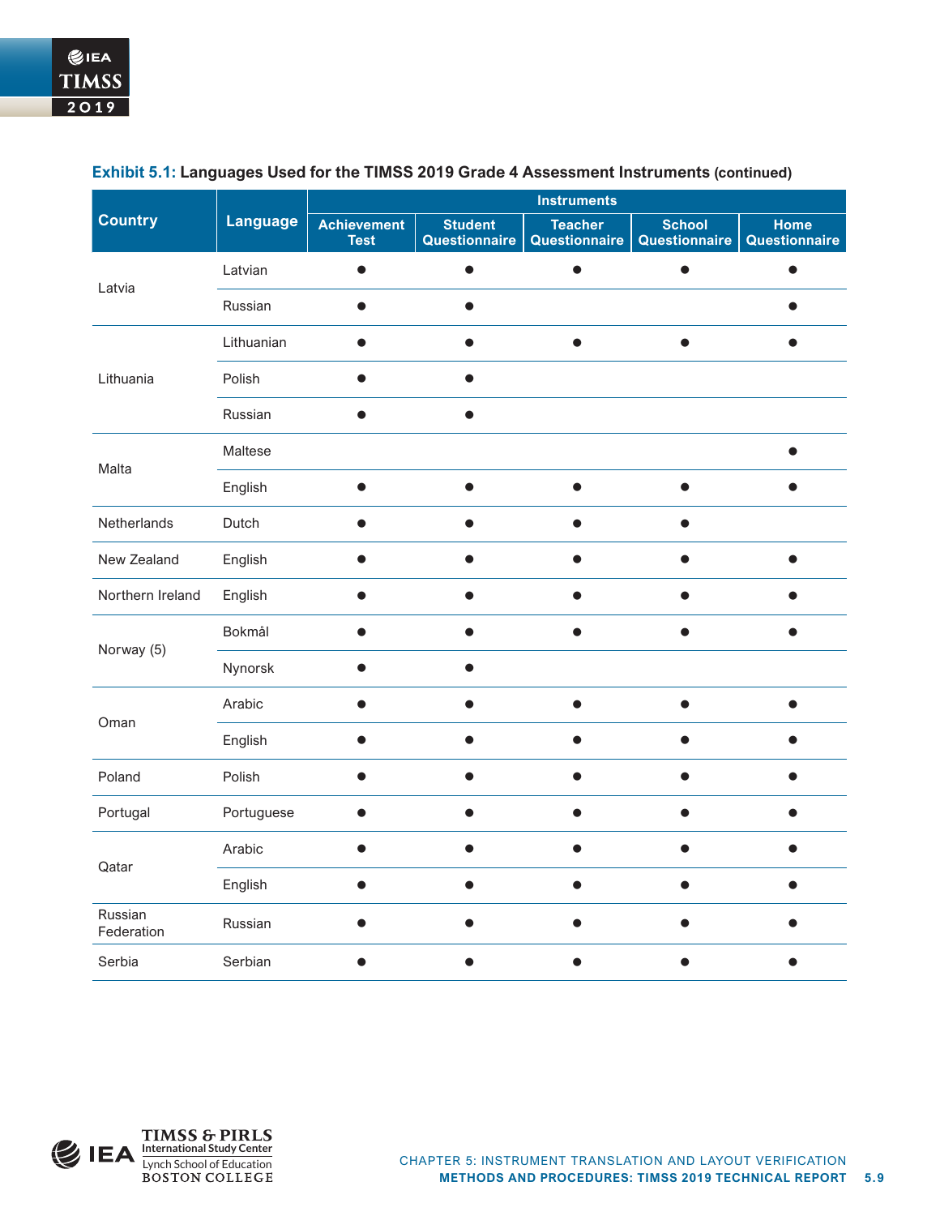**Exhibit 5.1: Languages Used for the TIMSS 2019 Grade 4 Assessment Instruments (continued)**

| Country | Language | Instruments | | | | |
|---|---|---|---|---|---|---|
| | | Achievement Test | Student Questionnaire | Teacher Questionnaire | School Questionnaire | Home Questionnaire |
| Latvia | Latvian | ● | ● | ● | ● | ● |
| | Russian | ● | ● | | | ● |
| Lithuania | Lithuanian | ● | ● | ● | ● | ● |
| | Polish | ● | ● | | | |
| | Russian | ● | ● | | | |
| Malta | Maltese | | | | | ● |
| | English | ● | ● | ● | ● | ● |
| Netherlands | Dutch | ● | ● | ● | ● | |
| New Zealand | English | ● | ● | ● | ● | ● |
| Northern Ireland | English | ● | ● | ● | ● | ● |
| Norway (5) | Bokmål | ● | ● | ● | ● | ● |
| | Nynorsk | ● | ● | | | |
| Oman | Arabic | ● | ● | ● | ● | ● |
| | English | ● | ● | ● | ● | ● |
| Poland | Polish | ● | ● | ● | ● | ● |
| Portugal | Portuguese | ● | ● | ● | ● | ● |
| Qatar | Arabic | ● | ● | ● | ● | ● |
| | English | ● | ● | ● | ● | ● |
| Russian Federation | Russian | ● | ● | ● | ● | ● |
| Serbia | Serbian | ● | ● | ● | ● | ● |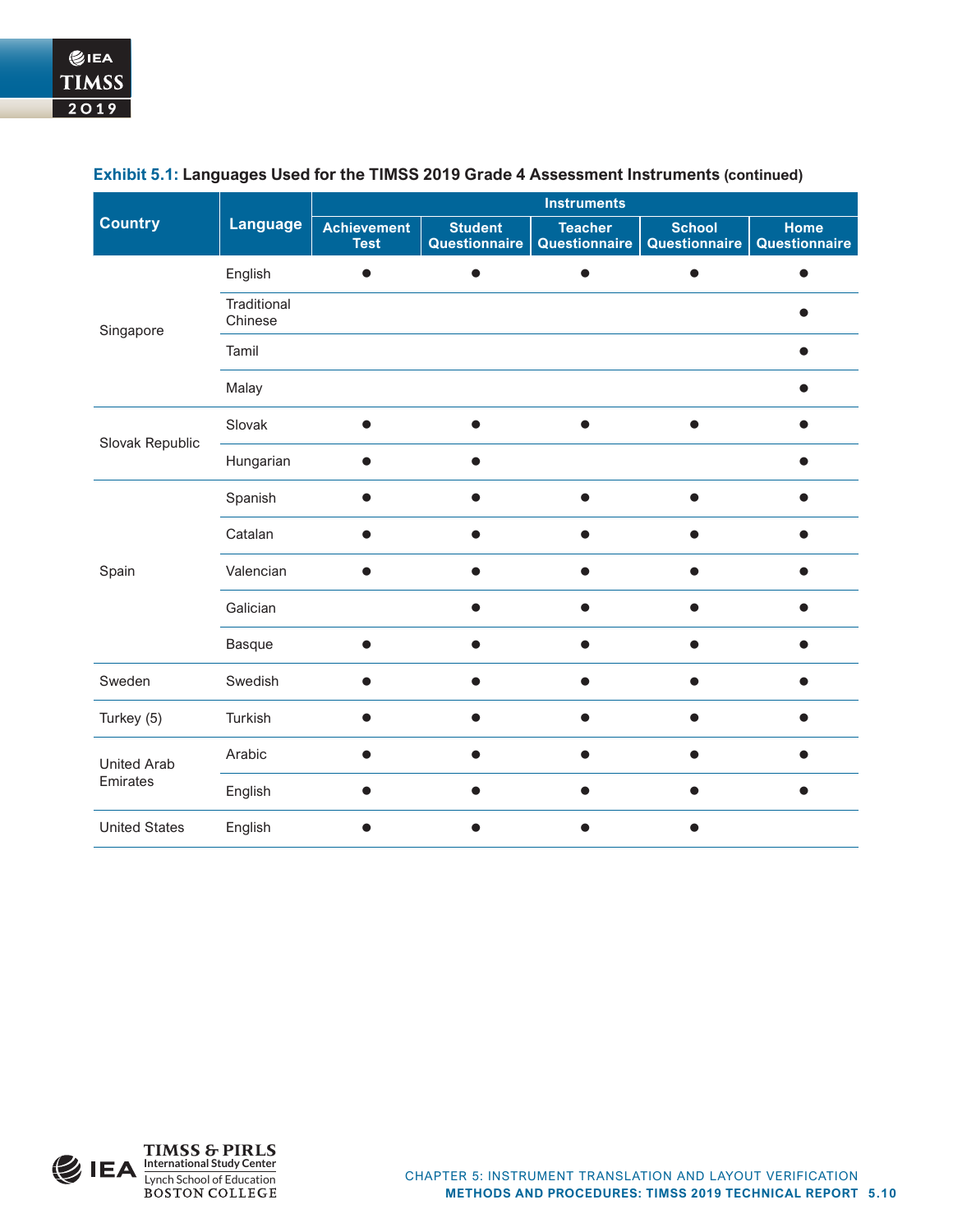**Exhibit 5.1: Languages Used for the TIMSS 2019 Grade 4 Assessment Instruments (continued)**

| Country | Language | Instruments | | | | |
|---|---|---|---|---|---|---|
| | | Achievement Test | Student Questionnaire | Teacher Questionnaire | School Questionnaire | Home Questionnaire |
| Singapore | English | ● | ● | ● | ● | ● |
| | Traditional Chinese | | | | | ● |
| | Tamil | | | | | ● |
| | Malay | | | | | ● |
| Slovak Republic | Slovak | ● | ● | ● | ● | ● |
| | Hungarian | ● | ● | | | ● |
| Spain | Spanish | ● | ● | ● | ● | ● |
| | Catalan | ● | ● | ● | ● | ● |
| | Valencian | ● | ● | ● | ● | ● |
| | Galician | | ● | ● | ● | ● |
| | Basque | ● | ● | ● | ● | ● |
| Sweden | Swedish | ● | ● | ● | ● | ● |
| Turkey (5) | Turkish | ● | ● | ● | ● | ● |
| United Arab Emirates | Arabic | ● | ● | ● | ● | ● |
| | English | ● | ● | ● | ● | ● |
| United States | English | ● | ● | ● | ● | |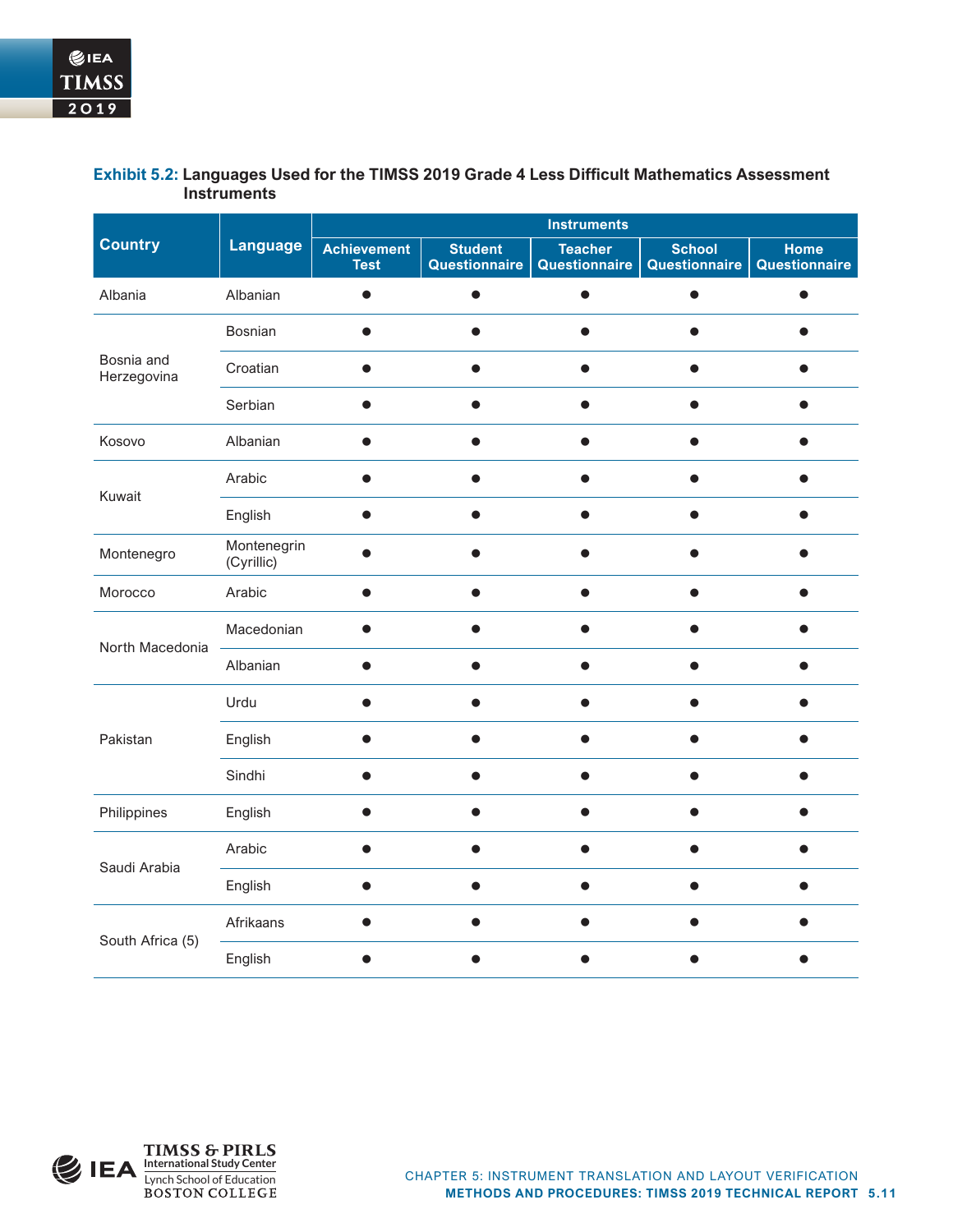**Exhibit 5.2: Languages Used for the TIMSS 2019 Grade 4 Less Difficult Mathematics Assessment Instruments**

| Country | Language | Instruments | | | | |
|---|---|---|---|---|---|---|
| | | Achievement Test | Student Questionnaire | Teacher Questionnaire | School Questionnaire | Home Questionnaire |
| Albania | Albanian | ● | ● | ● | ● | ● |
| Bosnia and Herzegovina | Bosnian | ● | ● | ● | ● | ● |
| | Croatian | ● | ● | ● | ● | ● |
| | Serbian | ● | ● | ● | ● | ● |
| Kosovo | Albanian | ● | ● | ● | ● | ● |
| Kuwait | Arabic | ● | ● | ● | ● | ● |
| | English | ● | ● | ● | ● | ● |
| Montenegro | Montenegrin (Cyrillic) | ● | ● | ● | ● | ● |
| Morocco | Arabic | ● | ● | ● | ● | ● |
| North Macedonia | Macedonian | ● | ● | ● | ● | ● |
| | Albanian | ● | ● | ● | ● | ● |
| Pakistan | Urdu | ● | ● | ● | ● | ● |
| | English | ● | ● | ● | ● | ● |
| | Sindhi | ● | ● | ● | ● | ● |
| Philippines | English | ● | ● | ● | ● | ● |
| Saudi Arabia | Arabic | ● | ● | ● | ● | ● |
| | English | ● | ● | ● | ● | ● |
| South Africa (5) | Afrikaans | ● | ● | ● | ● | ● |
| | English | ● | ● | ● | ● | ● |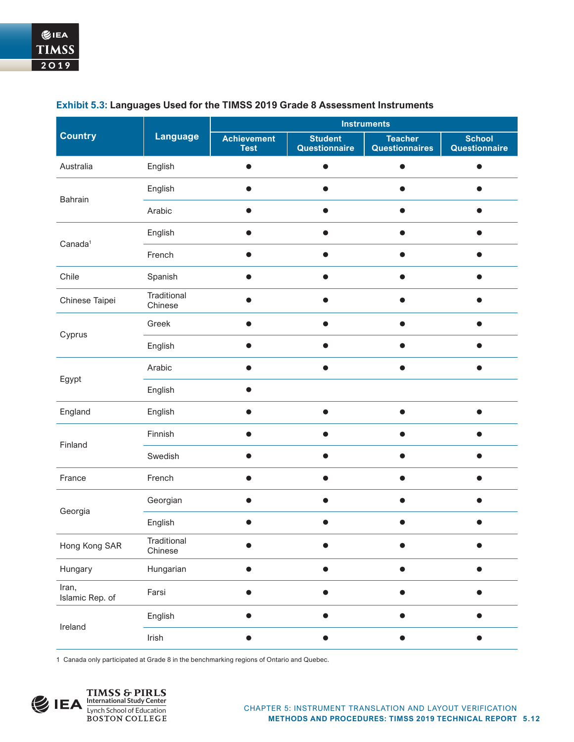**Exhibit 5.3: Languages Used for the TIMSS 2019 Grade 8 Assessment Instruments**

| Country | Language | Instruments | | | |
|---|---|---|---|---|---|
| | | Achievement Test | Student Questionnaire | Teacher Questionnaires | School Questionnaire |
| Australia | English | ● | ● | ● | ● |
| Bahrain | English | ● | ● | ● | ● |
| | Arabic | ● | ● | ● | ● |
| Canada[1] | English | ● | ● | ● | ● |
| | French | ● | ● | ● | ● |
| Chile | Spanish | ● | ● | ● | ● |
| Chinese Taipei | Traditional Chinese | ● | ● | ● | ● |
| Cyprus | Greek | ● | ● | ● | ● |
| | English | ● | ● | ● | ● |
| Egypt | Arabic | ● | ● | ● | ● |
| | English | ● | | | |
| England | English | ● | ● | ● | ● |
| Finland | Finnish | ● | ● | ● | ● |
| | Swedish | ● | ● | ● | ● |
| France | French | ● | ● | ● | ● |
| Georgia | Georgian | ● | ● | ● | ● |
| | English | ● | ● | ● | ● |
| Hong Kong SAR | Traditional Chinese | ● | ● | ● | ● |
| Hungary | Hungarian | ● | ● | ● | ● |
| Iran, Islamic Rep. of | Farsi | ● | ● | ● | ● |
| Ireland | English | ● | ● | ● | ● |
| | Irish | ● | ● | ● | ● |

1 Canada only participated at Grade 8 in the benchmarking regions of Ontario and Quebec.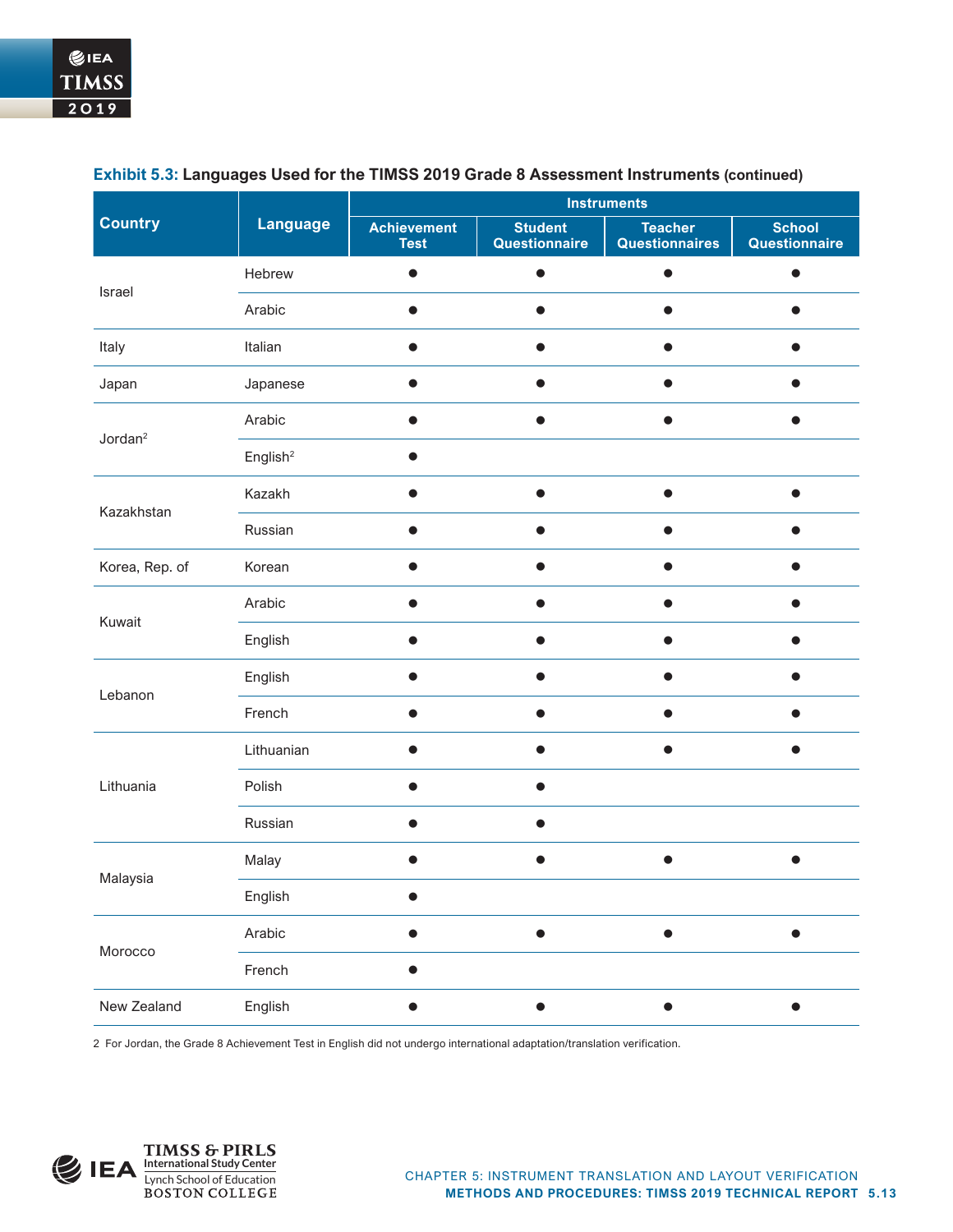**Exhibit 5.3:** **Languages Used for the TIMSS 2019 Grade 8 Assessment Instruments (continued)**

| Country | Language | Instruments | | | |
|---|---|---|---|---|---|
| | | Achievement Test | Student Questionnaire | Teacher Questionnaires | School Questionnaire |
| Israel | Hebrew | ● | ● | ● | ● |
| | Arabic | ● | ● | ● | ● |
| Italy | Italian | ● | ● | ● | ● |
| Japan | Japanese | ● | ● | ● | ● |
| Jordan[2] | Arabic | ● | ● | ● | ● |
| | English[2] | ● | | | |
| Kazakhstan | Kazakh | ● | ● | ● | ● |
| | Russian | ● | ● | ● | ● |
| Korea, Rep. of | Korean | ● | ● | ● | ● |
| Kuwait | Arabic | ● | ● | ● | ● |
| | English | ● | ● | ● | ● |
| Lebanon | English | ● | ● | ● | ● |
| | French | ● | ● | ● | ● |
| Lithuania | Lithuanian | ● | ● | ● | ● |
| | Polish | ● | ● | | |
| | Russian | ● | ● | | |
| Malaysia | Malay | ● | ● | ● | ● |
| | English | ● | | | |
| Morocco | Arabic | ● | ● | ● | ● |
| | French | ● | | | |
| New Zealand | English | ● | ● | ● | ● |

2 For Jordan, the Grade 8 Achievement Test in English did not undergo international adaptation/translation verification.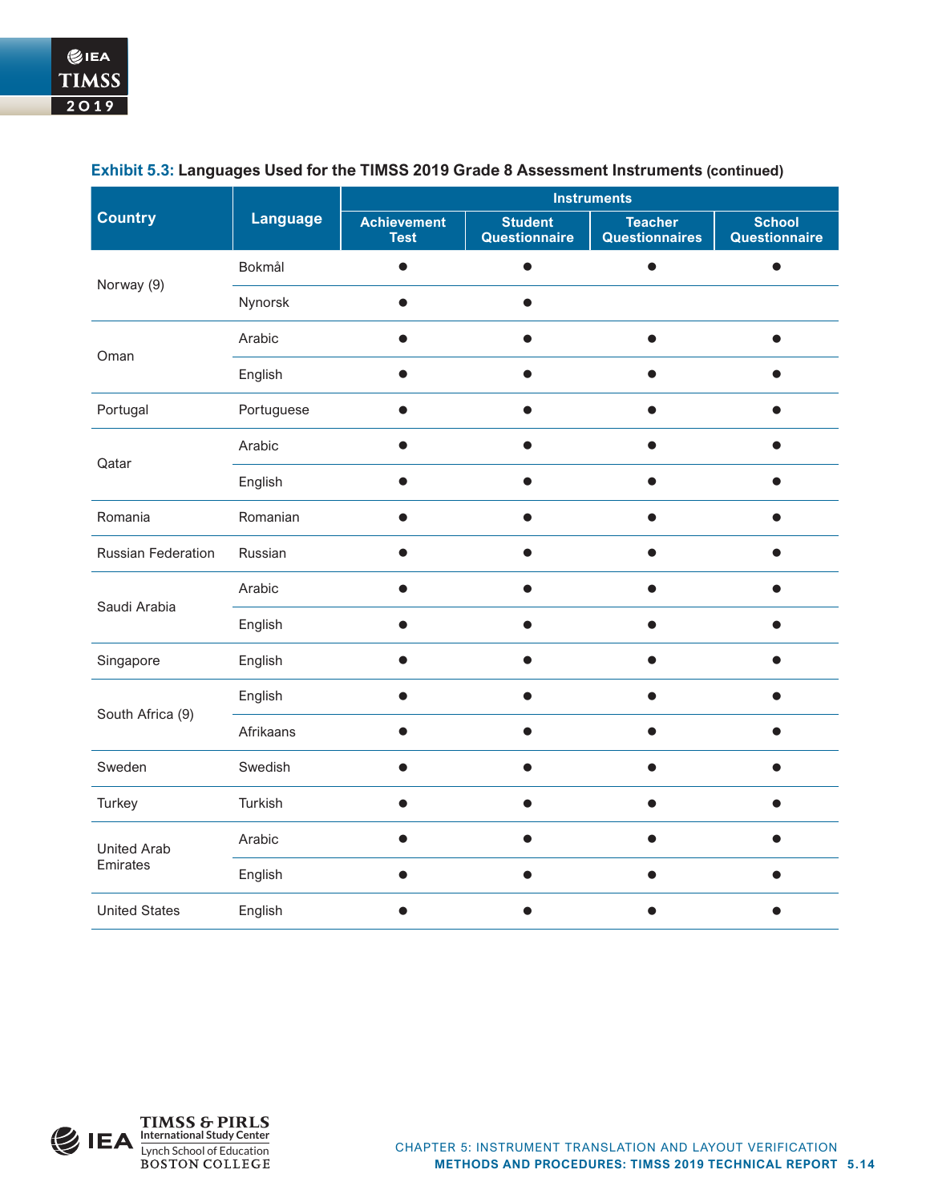**Exhibit 5.3: Languages Used for the TIMSS 2019 Grade 8 Assessment Instruments (continued)**

| Country | Language | Instruments | | | |
|---|---|---|---|---|---|
| | | Achievement Test | Student Questionnaire | Teacher Questionnaires | School Questionnaire |
| Norway (9) | Bokmål | ● | ● | ● | ● |
| | Nynorsk | ● | ● | | |
| Oman | Arabic | ● | ● | ● | ● |
| | English | ● | ● | ● | ● |
| Portugal | Portuguese | ● | ● | ● | ● |
| Qatar | Arabic | ● | ● | ● | ● |
| | English | ● | ● | ● | ● |
| Romania | Romanian | ● | ● | ● | ● |
| Russian Federation | Russian | ● | ● | ● | ● |
| Saudi Arabia | Arabic | ● | ● | ● | ● |
| | English | ● | ● | ● | ● |
| Singapore | English | ● | ● | ● | ● |
| South Africa (9) | English | ● | ● | ● | ● |
| | Afrikaans | ● | ● | ● | ● |
| Sweden | Swedish | ● | ● | ● | ● |
| Turkey | Turkish | ● | ● | ● | ● |
| United Arab Emirates | Arabic | ● | ● | ● | ● |
| | English | ● | ● | ● | ● |
| United States | English | ● | ● | ● | ● |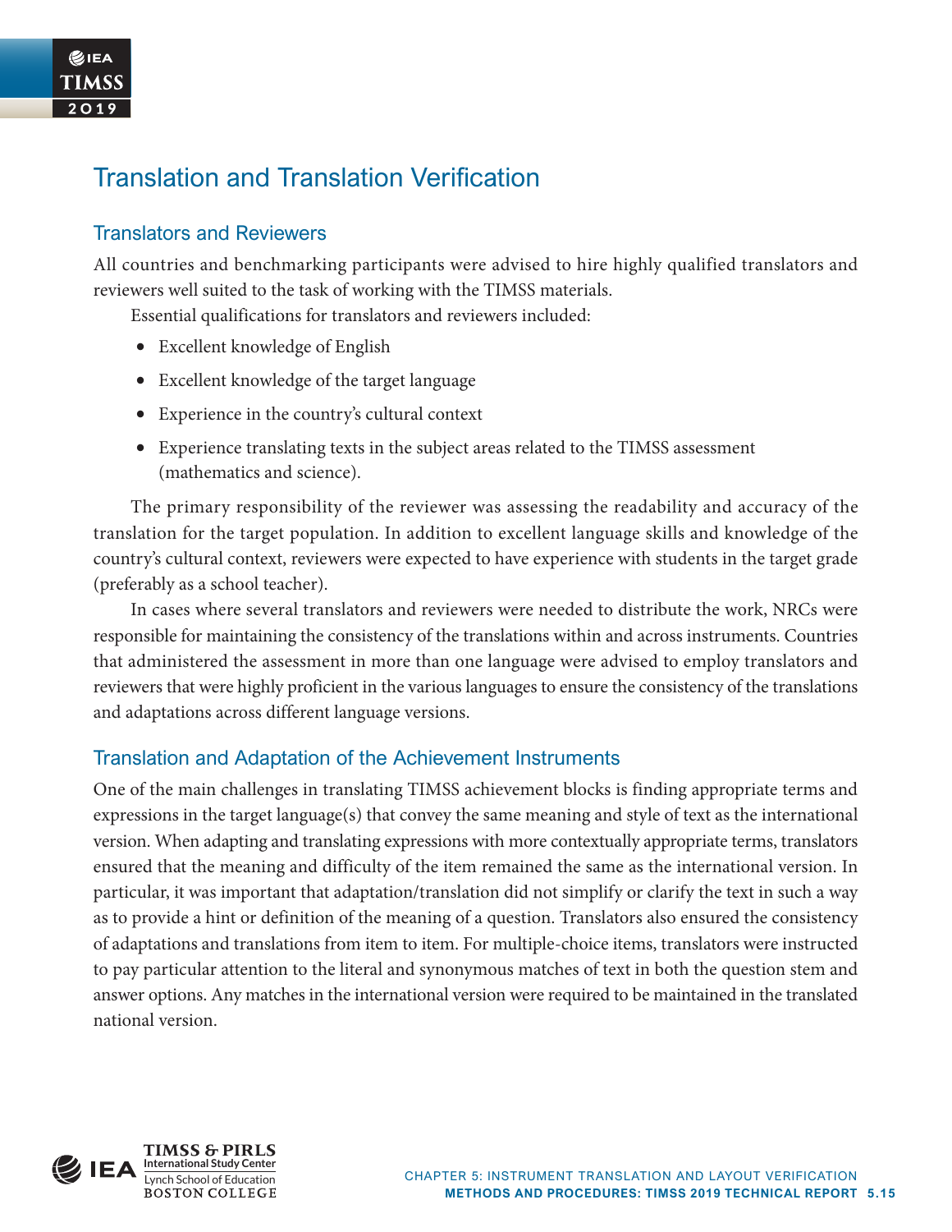## Translation and Translation Verification

### Translators and Reviewers

All countries and benchmarking participants were advised to hire highly qualified translators and reviewers well suited to the task of working with the TIMSS materials.

Essential qualifications for translators and reviewers included:

- Excellent knowledge of English
- Excellent knowledge of the target language
- Experience in the country's cultural context
- Experience translating texts in the subject areas related to the TIMSS assessment (mathematics and science).

The primary responsibility of the reviewer was assessing the readability and accuracy of the translation for the target population. In addition to excellent language skills and knowledge of the country's cultural context, reviewers were expected to have experience with students in the target grade (preferably as a school teacher).

In cases where several translators and reviewers were needed to distribute the work, NRCs were responsible for maintaining the consistency of the translations within and across instruments. Countries that administered the assessment in more than one language were advised to employ translators and reviewers that were highly proficient in the various languages to ensure the consistency of the translations and adaptations across different language versions.

### Translation and Adaptation of the Achievement Instruments

One of the main challenges in translating TIMSS achievement blocks is finding appropriate terms and expressions in the target language(s) that convey the same meaning and style of text as the international version. When adapting and translating expressions with more contextually appropriate terms, translators ensured that the meaning and difficulty of the item remained the same as the international version. In particular, it was important that adaptation/translation did not simplify or clarify the text in such a way as to provide a hint or definition of the meaning of a question. Translators also ensured the consistency of adaptations and translations from item to item. For multiple-choice items, translators were instructed to pay particular attention to the literal and synonymous matches of text in both the question stem and answer options. Any matches in the international version were required to be maintained in the translated national version.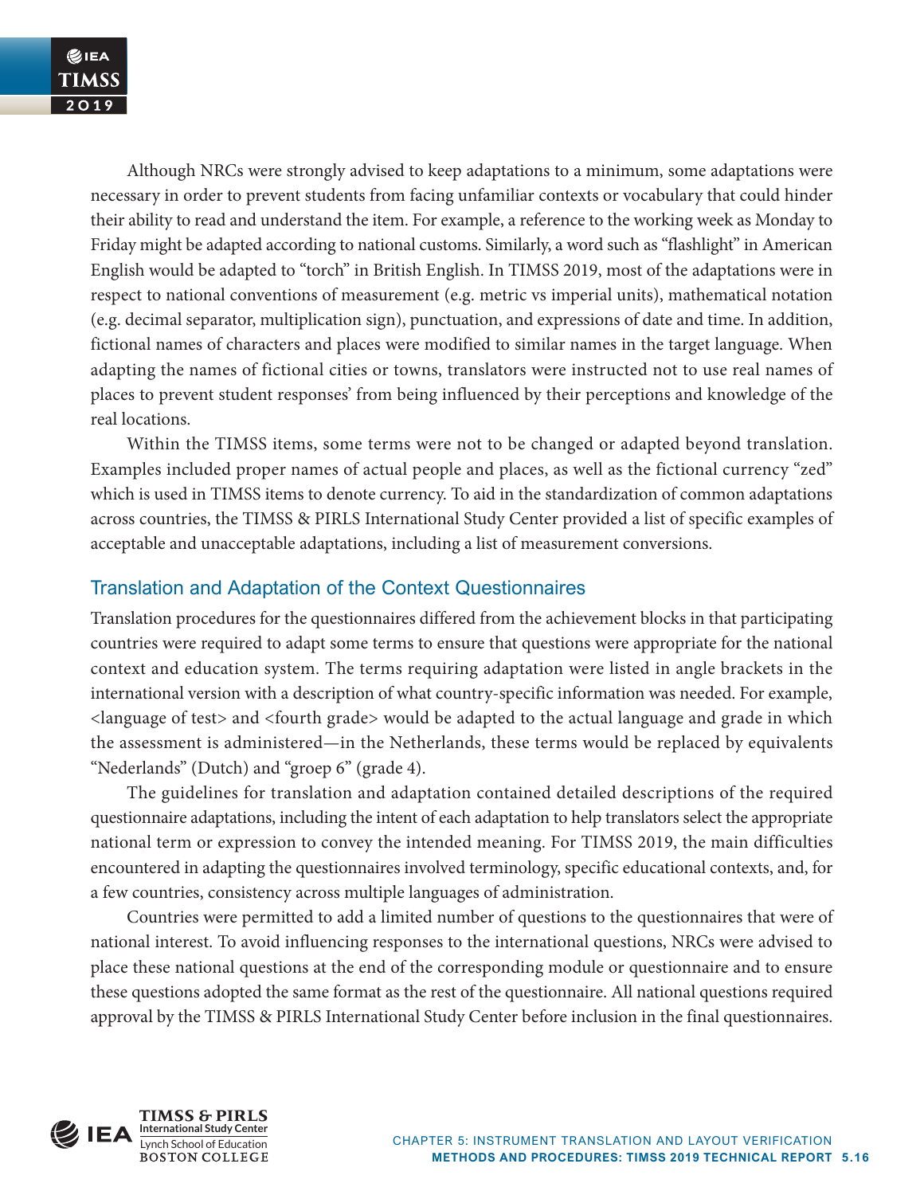Although NRCs were strongly advised to keep adaptations to a minimum, some adaptations were necessary in order to prevent students from facing unfamiliar contexts or vocabulary that could hinder their ability to read and understand the item. For example, a reference to the working week as Monday to Friday might be adapted according to national customs. Similarly, a word such as "flashlight" in American English would be adapted to "torch" in British English. In TIMSS 2019, most of the adaptations were in respect to national conventions of measurement (e.g. metric vs imperial units), mathematical notation (e.g. decimal separator, multiplication sign), punctuation, and expressions of date and time. In addition, fictional names of characters and places were modified to similar names in the target language. When adapting the names of fictional cities or towns, translators were instructed not to use real names of places to prevent student responses' from being influenced by their perceptions and knowledge of the real locations.

Within the TIMSS items, some terms were not to be changed or adapted beyond translation. Examples included proper names of actual people and places, as well as the fictional currency "zed" which is used in TIMSS items to denote currency. To aid in the standardization of common adaptations across countries, the TIMSS & PIRLS International Study Center provided a list of specific examples of acceptable and unacceptable adaptations, including a list of measurement conversions.

## Translation and Adaptation of the Context Questionnaires

Translation procedures for the questionnaires differed from the achievement blocks in that participating countries were required to adapt some terms to ensure that questions were appropriate for the national context and education system. The terms requiring adaptation were listed in angle brackets in the international version with a description of what country-specific information was needed. For example, <language of test> and <fourth grade> would be adapted to the actual language and grade in which the assessment is administered—in the Netherlands, these terms would be replaced by equivalents "Nederlands" (Dutch) and "groep 6" (grade 4).

The guidelines for translation and adaptation contained detailed descriptions of the required questionnaire adaptations, including the intent of each adaptation to help translators select the appropriate national term or expression to convey the intended meaning. For TIMSS 2019, the main difficulties encountered in adapting the questionnaires involved terminology, specific educational contexts, and, for a few countries, consistency across multiple languages of administration.

Countries were permitted to add a limited number of questions to the questionnaires that were of national interest. To avoid influencing responses to the international questions, NRCs were advised to place these national questions at the end of the corresponding module or questionnaire and to ensure these questions adopted the same format as the rest of the questionnaire. All national questions required approval by the TIMSS & PIRLS International Study Center before inclusion in the final questionnaires.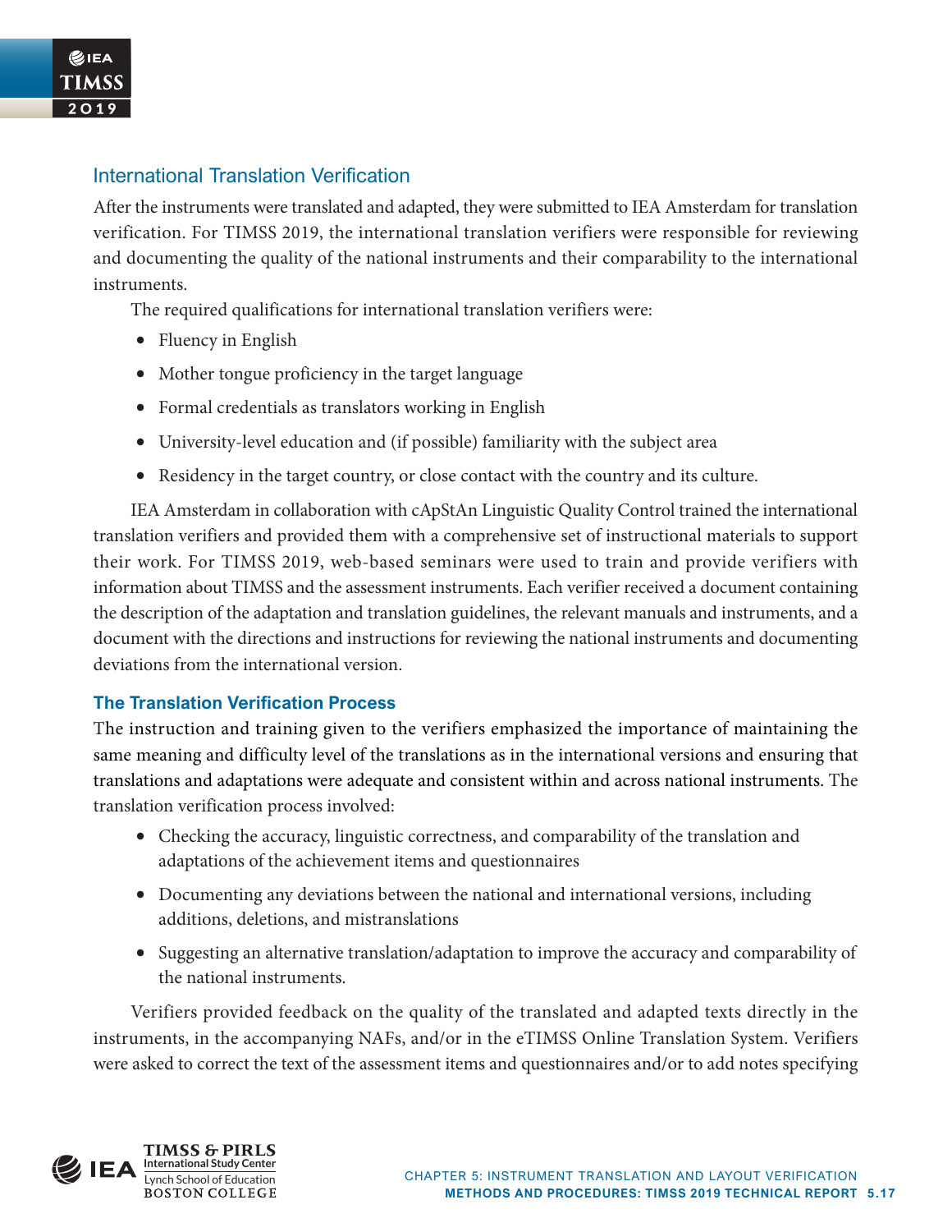## International Translation Verification

After the instruments were translated and adapted, they were submitted to IEA Amsterdam for translation verification. For TIMSS 2019, the international translation verifiers were responsible for reviewing and documenting the quality of the national instruments and their comparability to the international instruments.

The required qualifications for international translation verifiers were:

- Fluency in English
- Mother tongue proficiency in the target language
- Formal credentials as translators working in English
- University-level education and (if possible) familiarity with the subject area
- Residency in the target country, or close contact with the country and its culture.

IEA Amsterdam in collaboration with cApStAn Linguistic Quality Control trained the international translation verifiers and provided them with a comprehensive set of instructional materials to support their work. For TIMSS 2019, web-based seminars were used to train and provide verifiers with information about TIMSS and the assessment instruments. Each verifier received a document containing the description of the adaptation and translation guidelines, the relevant manuals and instruments, and a document with the directions and instructions for reviewing the national instruments and documenting deviations from the international version.

### The Translation Verification Process

The instruction and training given to the verifiers emphasized the importance of maintaining the same meaning and difficulty level of the translations as in the international versions and ensuring that translations and adaptations were adequate and consistent within and across national instruments. The translation verification process involved:

- Checking the accuracy, linguistic correctness, and comparability of the translation and adaptations of the achievement items and questionnaires
- Documenting any deviations between the national and international versions, including additions, deletions, and mistranslations
- Suggesting an alternative translation/adaptation to improve the accuracy and comparability of the national instruments.

Verifiers provided feedback on the quality of the translated and adapted texts directly in the instruments, in the accompanying NAFs, and/or in the eTIMSS Online Translation System. Verifiers were asked to correct the text of the assessment items and questionnaires and/or to add notes specifying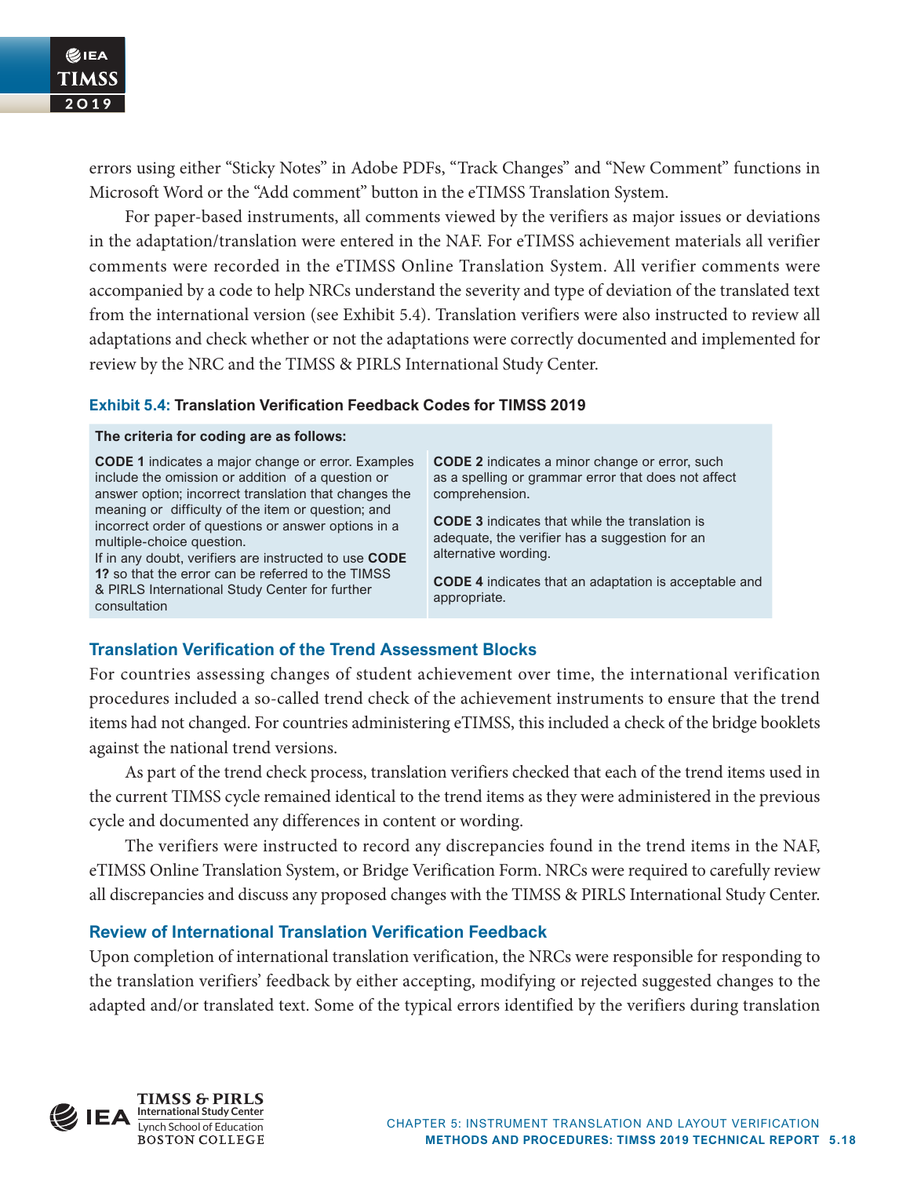errors using either “Sticky Notes” in Adobe PDFs, “Track Changes” and “New Comment” functions in Microsoft Word or the “Add comment” button in the eTIMSS Translation System.

For paper-based instruments, all comments viewed by the verifiers as major issues or deviations in the adaptation/translation were entered in the NAF. For eTIMSS achievement materials all verifier comments were recorded in the eTIMSS Online Translation System. All verifier comments were accompanied by a code to help NRCs understand the severity and type of deviation of the translated text from the international version (see Exhibit 5.4). Translation verifiers were also instructed to review all adaptations and check whether or not the adaptations were correctly documented and implemented for review by the NRC and the TIMSS & PIRLS International Study Center.

**Exhibit 5.4: Translation Verification Feedback Codes for TIMSS 2019**

| **The criteria for coding are as follows:** | |
|---|---|
| **CODE 1** indicates a major change or error. Examples include the omission or addition of a question or answer option; incorrect translation that changes the meaning or difficulty of the item or question; and incorrect order of questions or answer options in a multiple-choice question.<br>If in any doubt, verifiers are instructed to use **CODE 1?** so that the error can be referred to the TIMSS & PIRLS International Study Center for further consultation | **CODE 2** indicates a minor change or error, such as a spelling or grammar error that does not affect comprehension.<br><br>**CODE 3** indicates that while the translation is adequate, the verifier has a suggestion for an alternative wording.<br><br>**CODE 4** indicates that an adaptation is acceptable and appropriate. |

### Translation Verification of the Trend Assessment Blocks

For countries assessing changes of student achievement over time, the international verification procedures included a so-called trend check of the achievement instruments to ensure that the trend items had not changed. For countries administering eTIMSS, this included a check of the bridge booklets against the national trend versions.

As part of the trend check process, translation verifiers checked that each of the trend items used in the current TIMSS cycle remained identical to the trend items as they were administered in the previous cycle and documented any differences in content or wording.

The verifiers were instructed to record any discrepancies found in the trend items in the NAF, eTIMSS Online Translation System, or Bridge Verification Form. NRCs were required to carefully review all discrepancies and discuss any proposed changes with the TIMSS & PIRLS International Study Center.

### Review of International Translation Verification Feedback

Upon completion of international translation verification, the NRCs were responsible for responding to the translation verifiers’ feedback by either accepting, modifying or rejected suggested changes to the adapted and/or translated text. Some of the typical errors identified by the verifiers during translation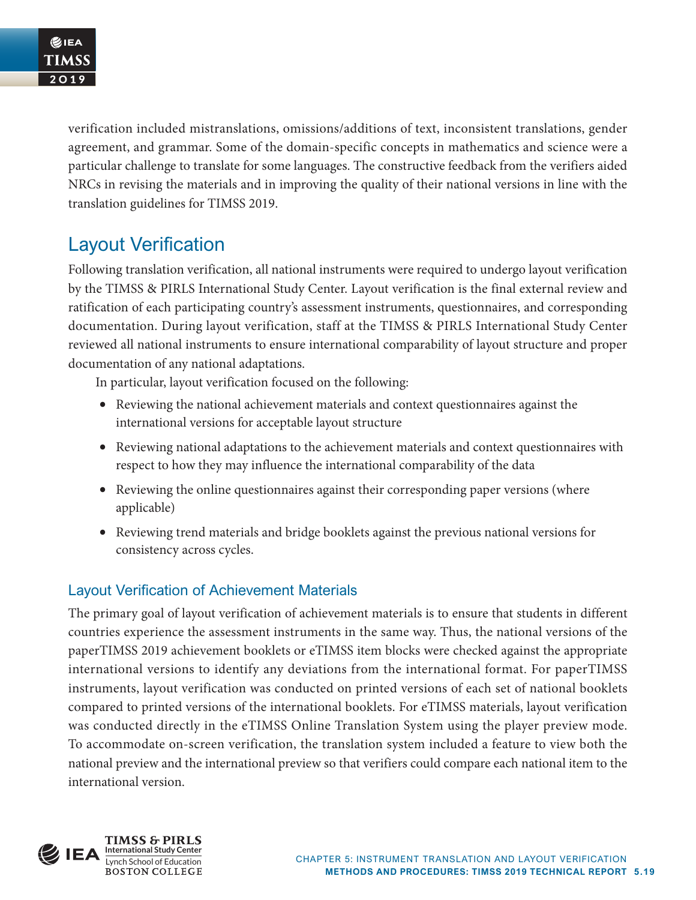verification included mistranslations, omissions/additions of text, inconsistent translations, gender agreement, and grammar. Some of the domain-specific concepts in mathematics and science were a particular challenge to translate for some languages. The constructive feedback from the verifiers aided NRCs in revising the materials and in improving the quality of their national versions in line with the translation guidelines for TIMSS 2019.

## Layout Verification

Following translation verification, all national instruments were required to undergo layout verification by the TIMSS & PIRLS International Study Center. Layout verification is the final external review and ratification of each participating country's assessment instruments, questionnaires, and corresponding documentation. During layout verification, staff at the TIMSS & PIRLS International Study Center reviewed all national instruments to ensure international comparability of layout structure and proper documentation of any national adaptations.

In particular, layout verification focused on the following:

- Reviewing the national achievement materials and context questionnaires against the international versions for acceptable layout structure
- Reviewing national adaptations to the achievement materials and context questionnaires with respect to how they may influence the international comparability of the data
- Reviewing the online questionnaires against their corresponding paper versions (where applicable)
- Reviewing trend materials and bridge booklets against the previous national versions for consistency across cycles.

### Layout Verification of Achievement Materials

The primary goal of layout verification of achievement materials is to ensure that students in different countries experience the assessment instruments in the same way. Thus, the national versions of the paperTIMSS 2019 achievement booklets or eTIMSS item blocks were checked against the appropriate international versions to identify any deviations from the international format. For paperTIMSS instruments, layout verification was conducted on printed versions of each set of national booklets compared to printed versions of the international booklets. For eTIMSS materials, layout verification was conducted directly in the eTIMSS Online Translation System using the player preview mode. To accommodate on-screen verification, the translation system included a feature to view both the national preview and the international preview so that verifiers could compare each national item to the international version.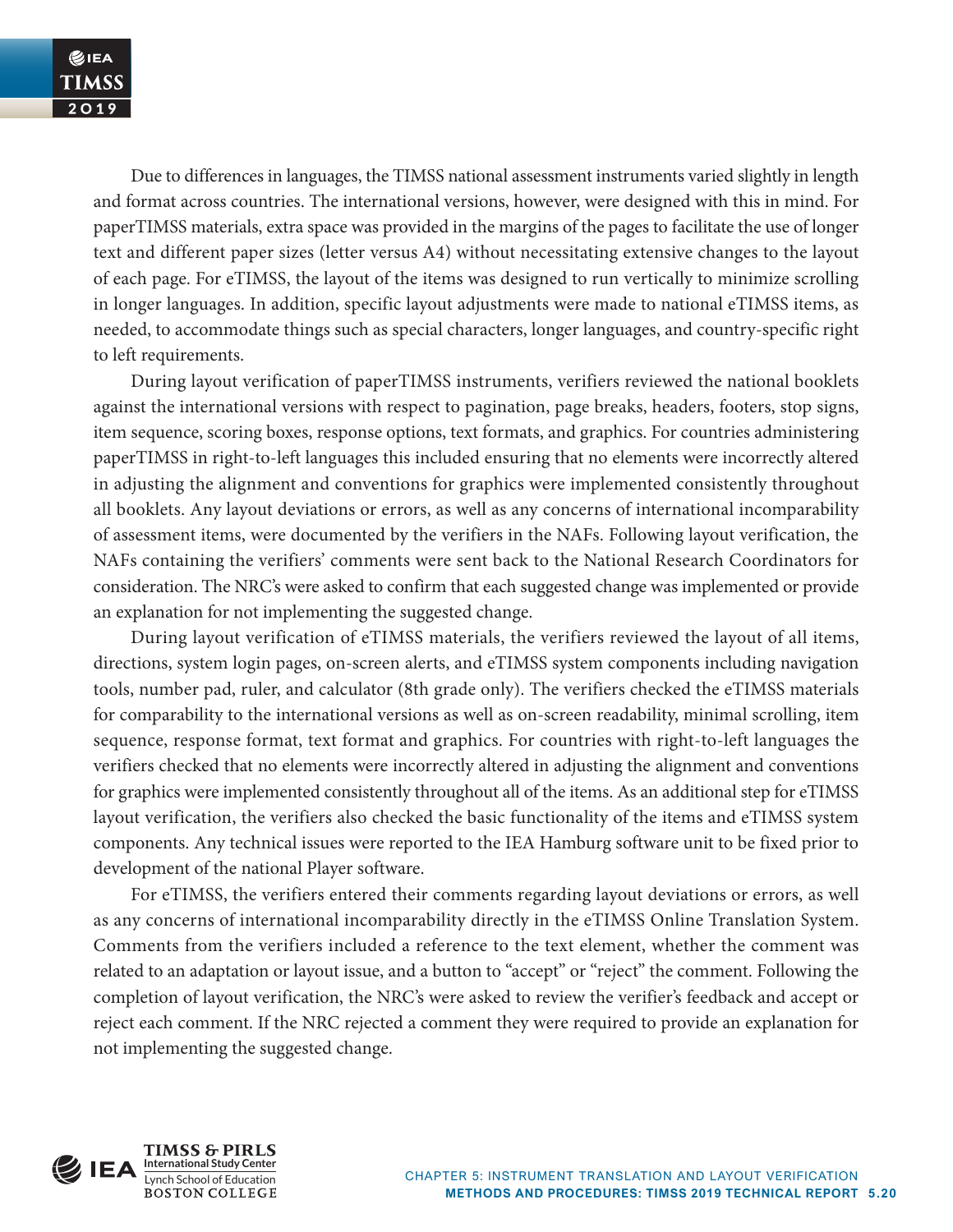Due to differences in languages, the TIMSS national assessment instruments varied slightly in length and format across countries. The international versions, however, were designed with this in mind. For paperTIMSS materials, extra space was provided in the margins of the pages to facilitate the use of longer text and different paper sizes (letter versus A4) without necessitating extensive changes to the layout of each page. For eTIMSS, the layout of the items was designed to run vertically to minimize scrolling in longer languages. In addition, specific layout adjustments were made to national eTIMSS items, as needed, to accommodate things such as special characters, longer languages, and country-specific right to left requirements.

During layout verification of paperTIMSS instruments, verifiers reviewed the national booklets against the international versions with respect to pagination, page breaks, headers, footers, stop signs, item sequence, scoring boxes, response options, text formats, and graphics. For countries administering paperTIMSS in right-to-left languages this included ensuring that no elements were incorrectly altered in adjusting the alignment and conventions for graphics were implemented consistently throughout all booklets. Any layout deviations or errors, as well as any concerns of international incomparability of assessment items, were documented by the verifiers in the NAFs. Following layout verification, the NAFs containing the verifiers' comments were sent back to the National Research Coordinators for consideration. The NRC's were asked to confirm that each suggested change was implemented or provide an explanation for not implementing the suggested change.

During layout verification of eTIMSS materials, the verifiers reviewed the layout of all items, directions, system login pages, on-screen alerts, and eTIMSS system components including navigation tools, number pad, ruler, and calculator (8th grade only). The verifiers checked the eTIMSS materials for comparability to the international versions as well as on-screen readability, minimal scrolling, item sequence, response format, text format and graphics. For countries with right-to-left languages the verifiers checked that no elements were incorrectly altered in adjusting the alignment and conventions for graphics were implemented consistently throughout all of the items. As an additional step for eTIMSS layout verification, the verifiers also checked the basic functionality of the items and eTIMSS system components. Any technical issues were reported to the IEA Hamburg software unit to be fixed prior to development of the national Player software.

For eTIMSS, the verifiers entered their comments regarding layout deviations or errors, as well as any concerns of international incomparability directly in the eTIMSS Online Translation System. Comments from the verifiers included a reference to the text element, whether the comment was related to an adaptation or layout issue, and a button to "accept" or "reject" the comment. Following the completion of layout verification, the NRC's were asked to review the verifier's feedback and accept or reject each comment. If the NRC rejected a comment they were required to provide an explanation for not implementing the suggested change.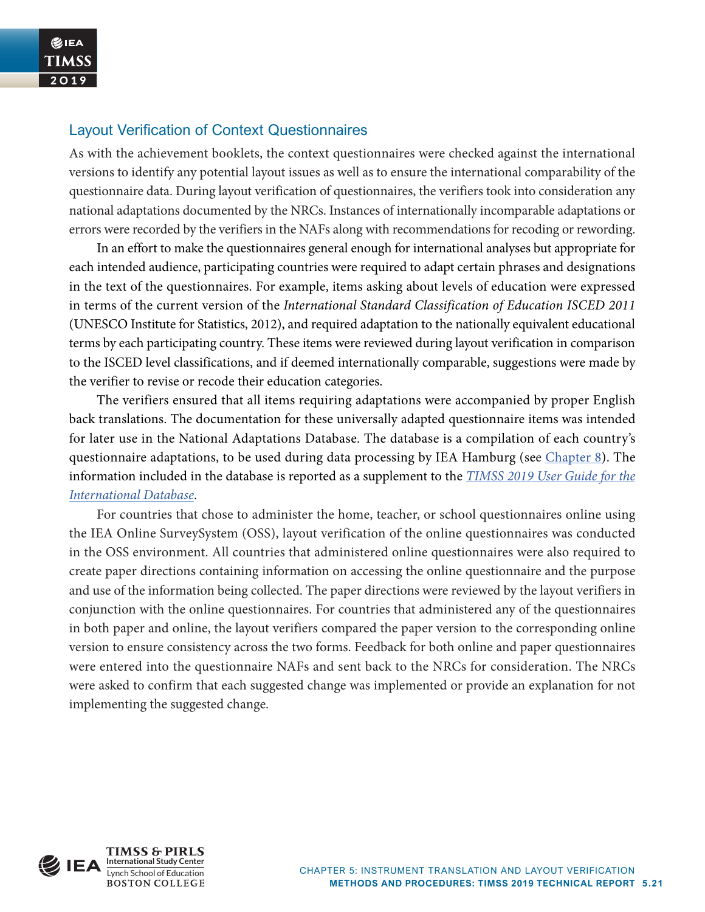## Layout Verification of Context Questionnaires

As with the achievement booklets, the context questionnaires were checked against the international versions to identify any potential layout issues as well as to ensure the international comparability of the questionnaire data. During layout verification of questionnaires, the verifiers took into consideration any national adaptations documented by the NRCs. Instances of internationally incomparable adaptations or errors were recorded by the verifiers in the NAFs along with recommendations for recoding or rewording.

In an effort to make the questionnaires general enough for international analyses but appropriate for each intended audience, participating countries were required to adapt certain phrases and designations in the text of the questionnaires. For example, items asking about levels of education were expressed in terms of the current version of the *International Standard Classification of Education ISCED 2011* (UNESCO Institute for Statistics, 2012), and required adaptation to the nationally equivalent educational terms by each participating country. These items were reviewed during layout verification in comparison to the ISCED level classifications, and if deemed internationally comparable, suggestions were made by the verifier to revise or recode their education categories.

The verifiers ensured that all items requiring adaptations were accompanied by proper English back translations. The documentation for these universally adapted questionnaire items was intended for later use in the National Adaptations Database. The database is a compilation of each country's questionnaire adaptations, to be used during data processing by IEA Hamburg (see Chapter 8). The information included in the database is reported as a supplement to the *TIMSS 2019 User Guide for the International Database*.

For countries that chose to administer the home, teacher, or school questionnaires online using the IEA Online SurveySystem (OSS), layout verification of the online questionnaires was conducted in the OSS environment. All countries that administered online questionnaires were also required to create paper directions containing information on accessing the online questionnaire and the purpose and use of the information being collected. The paper directions were reviewed by the layout verifiers in conjunction with the online questionnaires. For countries that administered any of the questionnaires in both paper and online, the layout verifiers compared the paper version to the corresponding online version to ensure consistency across the two forms. Feedback for both online and paper questionnaires were entered into the questionnaire NAFs and sent back to the NRCs for consideration. The NRCs were asked to confirm that each suggested change was implemented or provide an explanation for not implementing the suggested change.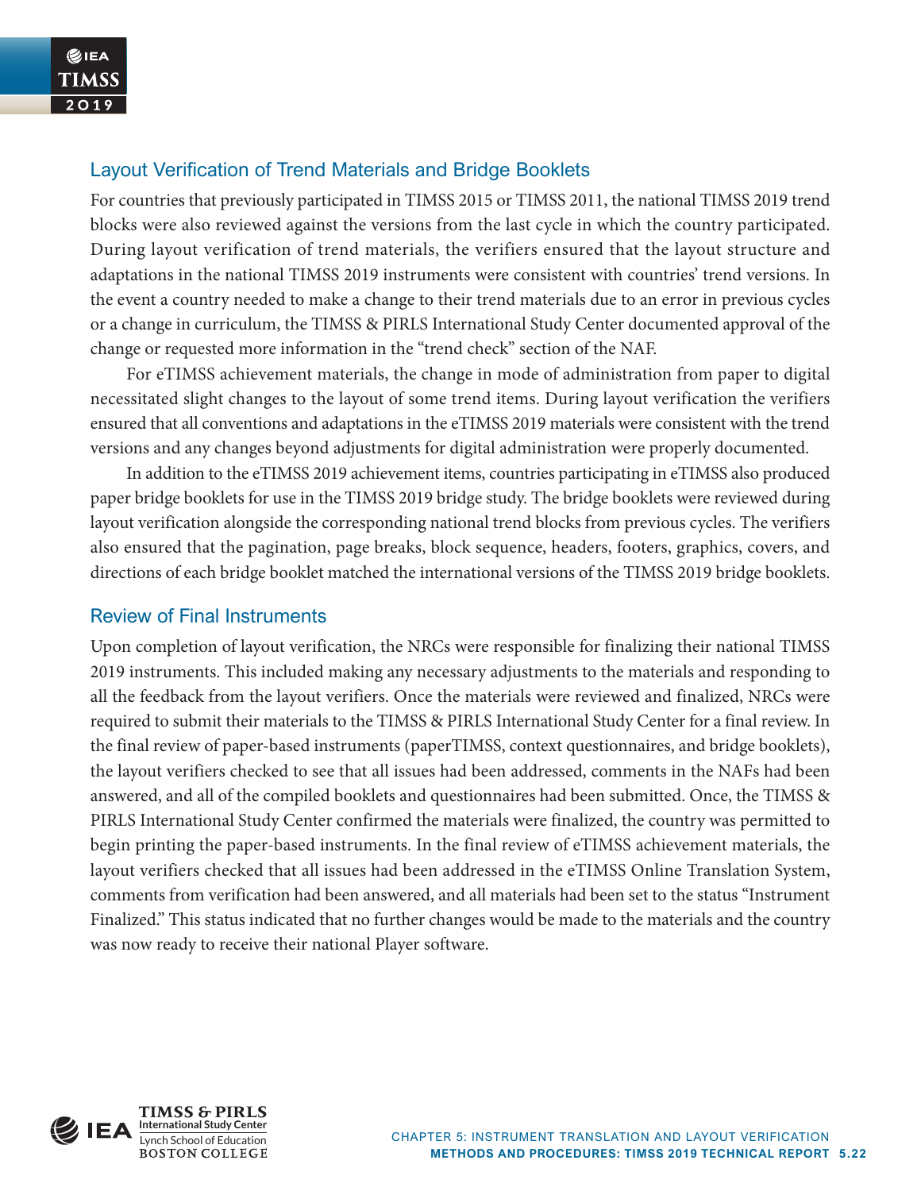## Layout Verification of Trend Materials and Bridge Booklets

For countries that previously participated in TIMSS 2015 or TIMSS 2011, the national TIMSS 2019 trend blocks were also reviewed against the versions from the last cycle in which the country participated. During layout verification of trend materials, the verifiers ensured that the layout structure and adaptations in the national TIMSS 2019 instruments were consistent with countries' trend versions. In the event a country needed to make a change to their trend materials due to an error in previous cycles or a change in curriculum, the TIMSS & PIRLS International Study Center documented approval of the change or requested more information in the "trend check" section of the NAF.

For eTIMSS achievement materials, the change in mode of administration from paper to digital necessitated slight changes to the layout of some trend items. During layout verification the verifiers ensured that all conventions and adaptations in the eTIMSS 2019 materials were consistent with the trend versions and any changes beyond adjustments for digital administration were properly documented.

In addition to the eTIMSS 2019 achievement items, countries participating in eTIMSS also produced paper bridge booklets for use in the TIMSS 2019 bridge study. The bridge booklets were reviewed during layout verification alongside the corresponding national trend blocks from previous cycles. The verifiers also ensured that the pagination, page breaks, block sequence, headers, footers, graphics, covers, and directions of each bridge booklet matched the international versions of the TIMSS 2019 bridge booklets.

## Review of Final Instruments

Upon completion of layout verification, the NRCs were responsible for finalizing their national TIMSS 2019 instruments. This included making any necessary adjustments to the materials and responding to all the feedback from the layout verifiers. Once the materials were reviewed and finalized, NRCs were required to submit their materials to the TIMSS & PIRLS International Study Center for a final review. In the final review of paper-based instruments (paperTIMSS, context questionnaires, and bridge booklets), the layout verifiers checked to see that all issues had been addressed, comments in the NAFs had been answered, and all of the compiled booklets and questionnaires had been submitted. Once, the TIMSS & PIRLS International Study Center confirmed the materials were finalized, the country was permitted to begin printing the paper-based instruments. In the final review of eTIMSS achievement materials, the layout verifiers checked that all issues had been addressed in the eTIMSS Online Translation System, comments from verification had been answered, and all materials had been set to the status "Instrument Finalized." This status indicated that no further changes would be made to the materials and the country was now ready to receive their national Player software.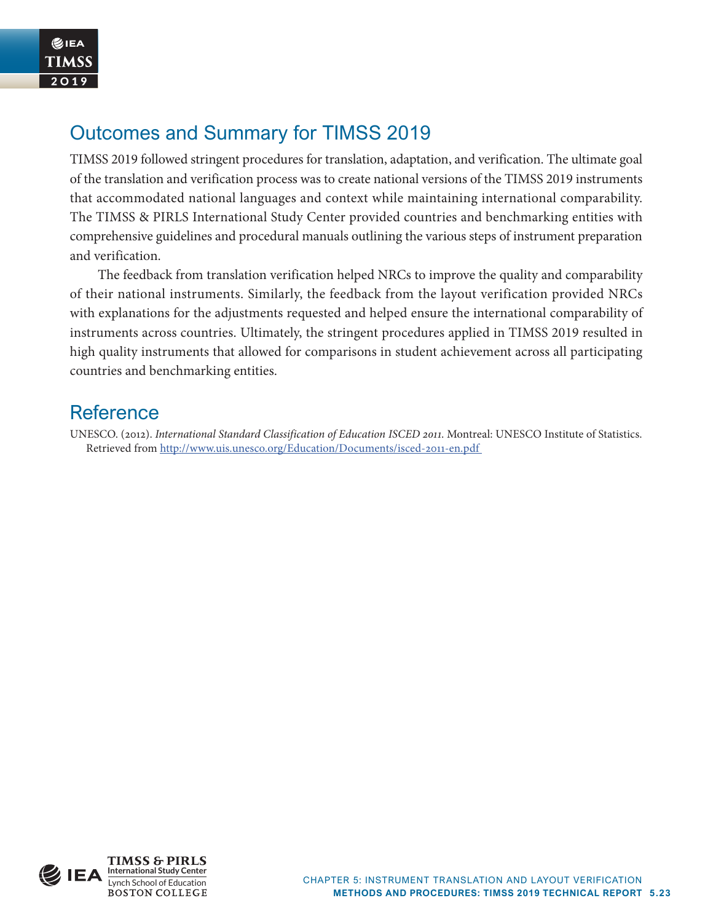## Outcomes and Summary for TIMSS 2019

TIMSS 2019 followed stringent procedures for translation, adaptation, and verification. The ultimate goal of the translation and verification process was to create national versions of the TIMSS 2019 instruments that accommodated national languages and context while maintaining international comparability. The TIMSS & PIRLS International Study Center provided countries and benchmarking entities with comprehensive guidelines and procedural manuals outlining the various steps of instrument preparation and verification.

The feedback from translation verification helped NRCs to improve the quality and comparability of their national instruments. Similarly, the feedback from the layout verification provided NRCs with explanations for the adjustments requested and helped ensure the international comparability of instruments across countries. Ultimately, the stringent procedures applied in TIMSS 2019 resulted in high quality instruments that allowed for comparisons in student achievement across all participating countries and benchmarking entities.

## Reference

UNESCO. (2012). *International Standard Classification of Education ISCED 2011*. Montreal: UNESCO Institute of Statistics. Retrieved from http://www.uis.unesco.org/Education/Documents/isced-2011-en.pdf